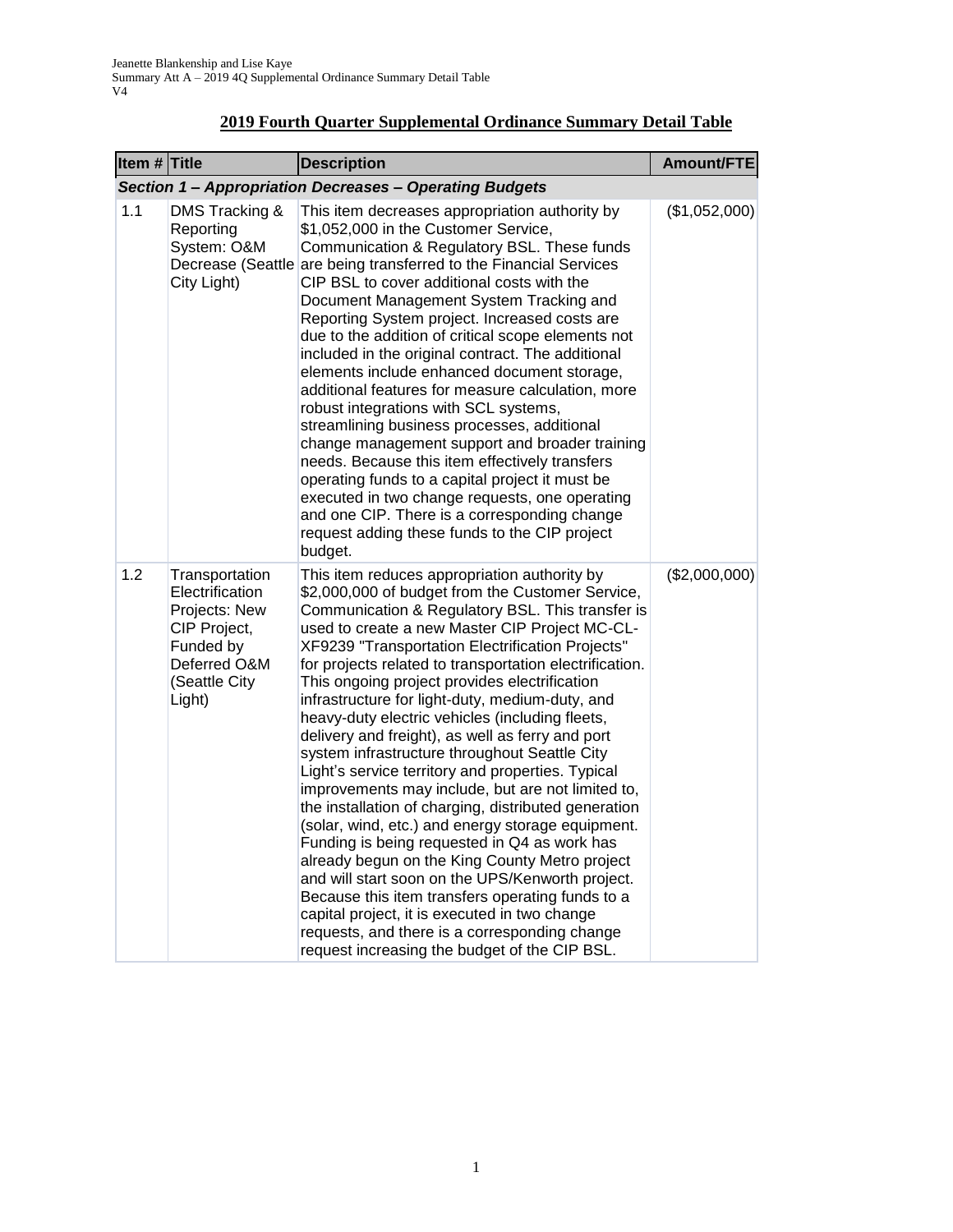## 2019 Fourth Quarter Supplemental Ordinance Summary Detail Table

| Item # | Title | Description | Amount/FTE |
|---|---|---|---|
| ***Section 1 – Appropriation Decreases – Operating Budgets*** | | | |
| 1.1 | DMS Tracking & Reporting System: O&M Decrease (Seattle City Light) | This item decreases appropriation authority by $1,052,000 in the Customer Service, Communication & Regulatory BSL. These funds are being transferred to the Financial Services CIP BSL to cover additional costs with the Document Management System Tracking and Reporting System project. Increased costs are due to the addition of critical scope elements not included in the original contract. The additional elements include enhanced document storage, additional features for measure calculation, more robust integrations with SCL systems, streamlining business processes, additional change management support and broader training needs. Because this item effectively transfers operating funds to a capital project it must be executed in two change requests, one operating and one CIP. There is a corresponding change request adding these funds to the CIP project budget. | ($1,052,000) |
| 1.2 | Transportation Electrification Projects: New CIP Project, Funded by Deferred O&M (Seattle City Light) | This item reduces appropriation authority by $2,000,000 of budget from the Customer Service, Communication & Regulatory BSL. This transfer is used to create a new Master CIP Project MC-CL-XF9239 "Transportation Electrification Projects" for projects related to transportation electrification. This ongoing project provides electrification infrastructure for light-duty, medium-duty, and heavy-duty electric vehicles (including fleets, delivery and freight), as well as ferry and port system infrastructure throughout Seattle City Light's service territory and properties. Typical improvements may include, but are not limited to, the installation of charging, distributed generation (solar, wind, etc.) and energy storage equipment. Funding is being requested in Q4 as work has already begun on the King County Metro project and will start soon on the UPS/Kenworth project. Because this item transfers operating funds to a capital project, it is executed in two change requests, and there is a corresponding change request increasing the budget of the CIP BSL. | ($2,000,000) |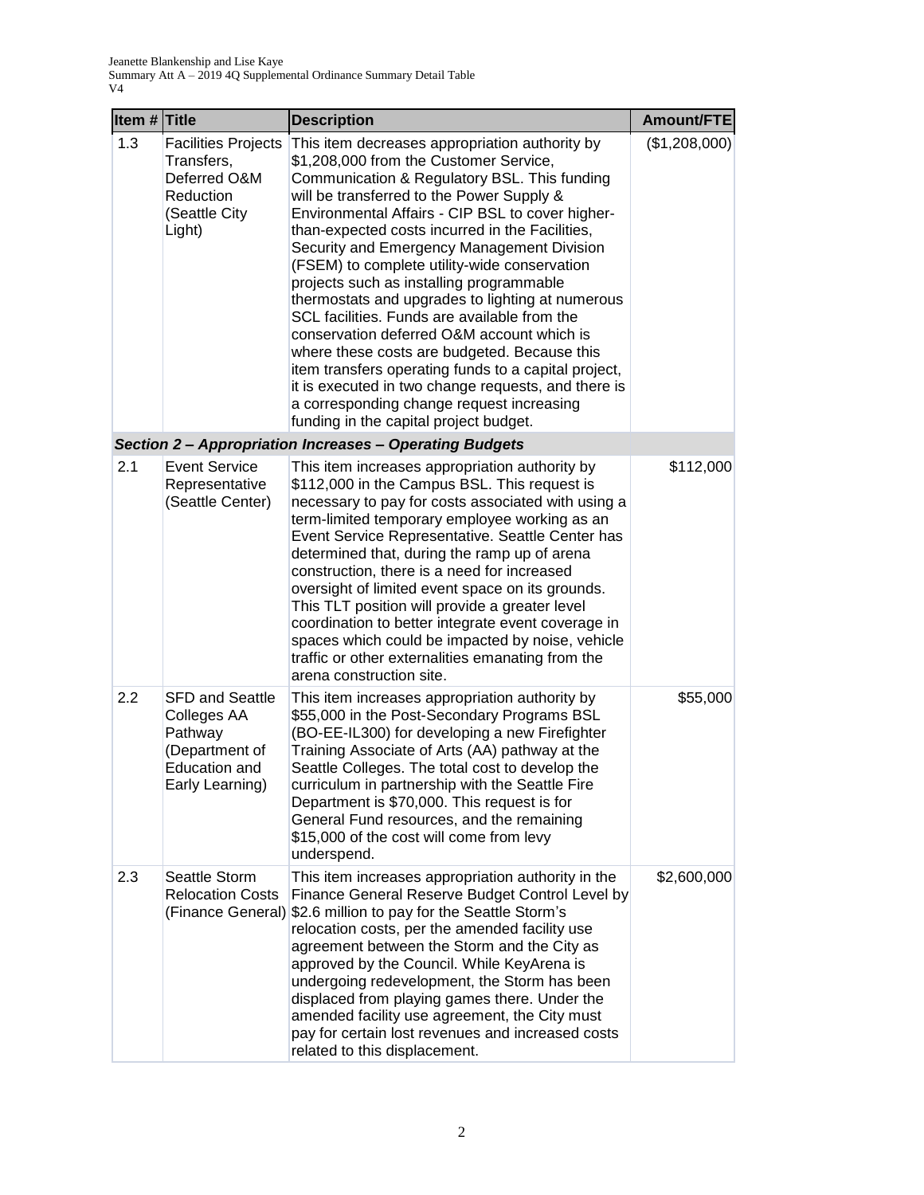| Item # | Title | Description | Amount/FTE |
|---|---|---|---|
| 1.3 | Facilities Projects Transfers, Deferred O&M Reduction (Seattle City Light) | This item decreases appropriation authority by $1,208,000 from the Customer Service, Communication & Regulatory BSL. This funding will be transferred to the Power Supply & Environmental Affairs - CIP BSL to cover higher-than-expected costs incurred in the Facilities, Security and Emergency Management Division (FSEM) to complete utility-wide conservation projects such as installing programmable thermostats and upgrades to lighting at numerous SCL facilities. Funds are available from the conservation deferred O&M account which is where these costs are budgeted. Because this item transfers operating funds to a capital project, it is executed in two change requests, and there is a corresponding change request increasing funding in the capital project budget. | ($1,208,000) |
| | ***Section 2 – Appropriation Increases – Operating Budgets*** | | |
| 2.1 | Event Service Representative (Seattle Center) | This item increases appropriation authority by $112,000 in the Campus BSL. This request is necessary to pay for costs associated with using a term-limited temporary employee working as an Event Service Representative. Seattle Center has determined that, during the ramp up of arena construction, there is a need for increased oversight of limited event space on its grounds. This TLT position will provide a greater level coordination to better integrate event coverage in spaces which could be impacted by noise, vehicle traffic or other externalities emanating from the arena construction site. | $112,000 |
| 2.2 | SFD and Seattle Colleges AA Pathway (Department of Education and Early Learning) | This item increases appropriation authority by $55,000 in the Post-Secondary Programs BSL (BO-EE-IL300) for developing a new Firefighter Training Associate of Arts (AA) pathway at the Seattle Colleges. The total cost to develop the curriculum in partnership with the Seattle Fire Department is $70,000. This request is for General Fund resources, and the remaining $15,000 of the cost will come from levy underspend. | $55,000 |
| 2.3 | Seattle Storm Relocation Costs (Finance General) | This item increases appropriation authority in the Finance General Reserve Budget Control Level by $2.6 million to pay for the Seattle Storm's relocation costs, per the amended facility use agreement between the Storm and the City as approved by the Council. While KeyArena is undergoing redevelopment, the Storm has been displaced from playing games there. Under the amended facility use agreement, the City must pay for certain lost revenues and increased costs related to this displacement. | $2,600,000 |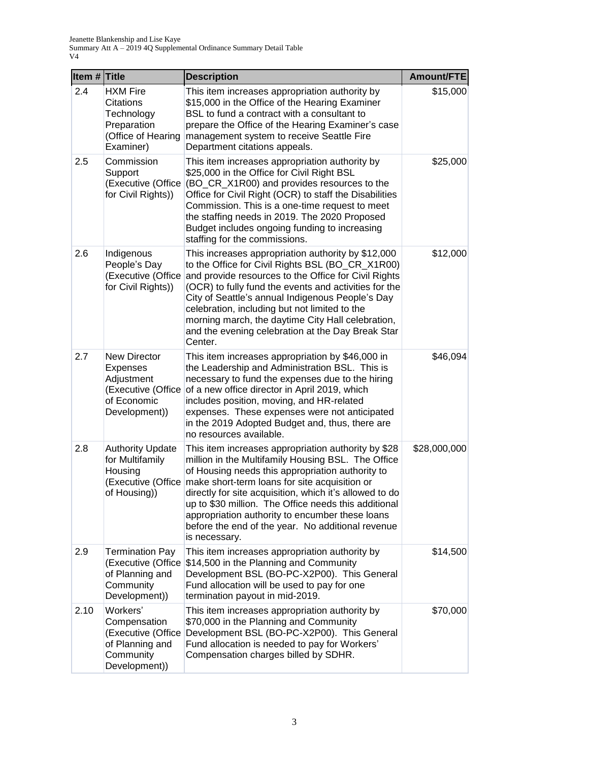| Item # | Title | Description | Amount/FTE |
|---|---|---|---|
| 2.4 | HXM Fire Citations Technology Preparation (Office of Hearing Examiner) | This item increases appropriation authority by $15,000 in the Office of the Hearing Examiner BSL to fund a contract with a consultant to prepare the Office of the Hearing Examiner's case management system to receive Seattle Fire Department citations appeals. | $15,000 |
| 2.5 | Commission Support (Executive (Office for Civil Rights)) | This item increases appropriation authority by $25,000 in the Office for Civil Right BSL (BO_CR_X1R00) and provides resources to the Office for Civil Right (OCR) to staff the Disabilities Commission. This is a one-time request to meet the staffing needs in 2019. The 2020 Proposed Budget includes ongoing funding to increasing staffing for the commissions. | $25,000 |
| 2.6 | Indigenous People's Day (Executive (Office for Civil Rights)) | This increases appropriation authority by $12,000 to the Office for Civil Rights BSL (BO_CR_X1R00) and provide resources to the Office for Civil Rights (OCR) to fully fund the events and activities for the City of Seattle's annual Indigenous People's Day celebration, including but not limited to the morning march, the daytime City Hall celebration, and the evening celebration at the Day Break Star Center. | $12,000 |
| 2.7 | New Director Expenses Adjustment (Executive (Office of Economic Development)) | This item increases appropriation by $46,000 in the Leadership and Administration BSL. This is necessary to fund the expenses due to the hiring of a new office director in April 2019, which includes position, moving, and HR-related expenses. These expenses were not anticipated in the 2019 Adopted Budget and, thus, there are no resources available. | $46,094 |
| 2.8 | Authority Update for Multifamily Housing (Executive (Office of Housing)) | This item increases appropriation authority by $28 million in the Multifamily Housing BSL. The Office of Housing needs this appropriation authority to make short-term loans for site acquisition or directly for site acquisition, which it's allowed to do up to $30 million. The Office needs this additional appropriation authority to encumber these loans before the end of the year. No additional revenue is necessary. | $28,000,000 |
| 2.9 | Termination Pay (Executive (Office of Planning and Community Development)) | This item increases appropriation authority by $14,500 in the Planning and Community Development BSL (BO-PC-X2P00). This General Fund allocation will be used to pay for one termination payout in mid-2019. | $14,500 |
| 2.10 | Workers' Compensation (Executive (Office of Planning and Community Development)) | This item increases appropriation authority by $70,000 in the Planning and Community Development BSL (BO-PC-X2P00). This General Fund allocation is needed to pay for Workers' Compensation charges billed by SDHR. | $70,000 |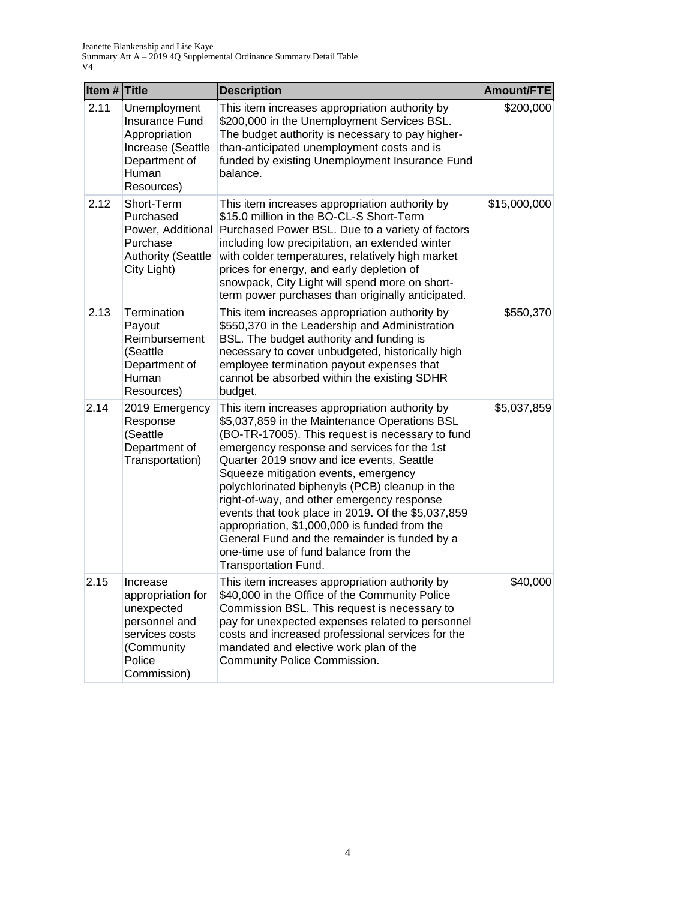| Item # | Title | Description | Amount/FTE |
|---|---|---|---|
| 2.11 | Unemployment Insurance Fund Appropriation Increase (Seattle Department of Human Resources) | This item increases appropriation authority by $200,000 in the Unemployment Services BSL. The budget authority is necessary to pay higher-than-anticipated unemployment costs and is funded by existing Unemployment Insurance Fund balance. | $200,000 |
| 2.12 | Short-Term Purchased Power, Additional Purchase Authority (Seattle City Light) | This item increases appropriation authority by $15.0 million in the BO-CL-S Short-Term Purchased Power BSL. Due to a variety of factors including low precipitation, an extended winter with colder temperatures, relatively high market prices for energy, and early depletion of snowpack, City Light will spend more on short-term power purchases than originally anticipated. | $15,000,000 |
| 2.13 | Termination Payout Reimbursement (Seattle Department of Human Resources) | This item increases appropriation authority by $550,370 in the Leadership and Administration BSL. The budget authority and funding is necessary to cover unbudgeted, historically high employee termination payout expenses that cannot be absorbed within the existing SDHR budget. | $550,370 |
| 2.14 | 2019 Emergency Response (Seattle Department of Transportation) | This item increases appropriation authority by $5,037,859 in the Maintenance Operations BSL (BO-TR-17005). This request is necessary to fund emergency response and services for the 1st Quarter 2019 snow and ice events, Seattle Squeeze mitigation events, emergency polychlorinated biphenyls (PCB) cleanup in the right-of-way, and other emergency response events that took place in 2019. Of the $5,037,859 appropriation, $1,000,000 is funded from the General Fund and the remainder is funded by a one-time use of fund balance from the Transportation Fund. | $5,037,859 |
| 2.15 | Increase appropriation for unexpected personnel and services costs (Community Police Commission) | This item increases appropriation authority by $40,000 in the Office of the Community Police Commission BSL. This request is necessary to pay for unexpected expenses related to personnel costs and increased professional services for the mandated and elective work plan of the Community Police Commission. | $40,000 |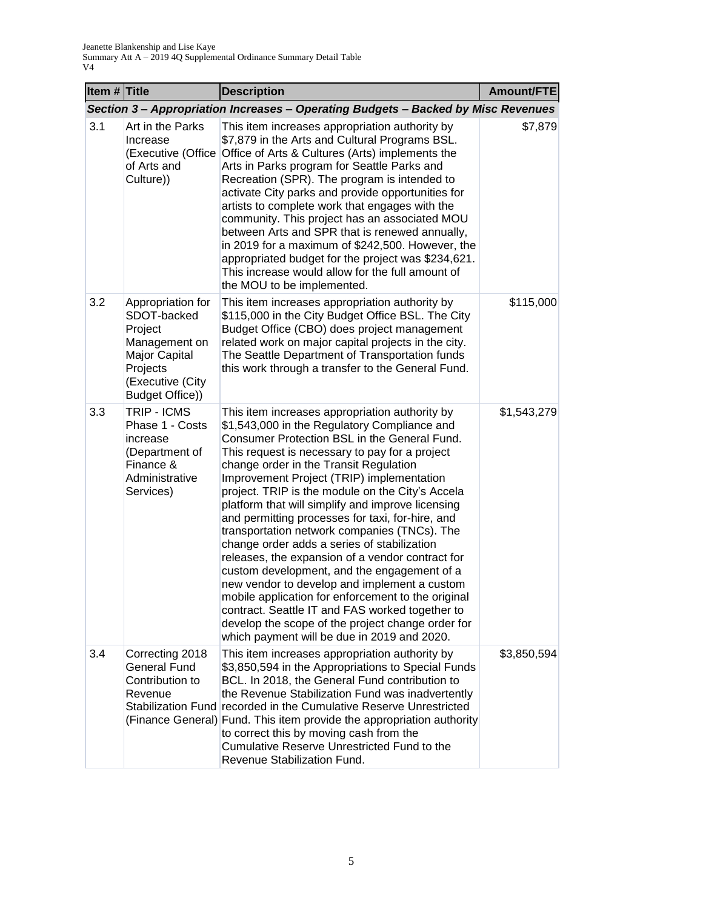| Item # | Title | Description | Amount/FTE |
|---|---|---|---|
| ***Section 3 – Appropriation Increases – Operating Budgets – Backed by Misc Revenues*** | | | |
| 3.1 | Art in the Parks Increase (Executive (Office of Arts and Culture)) | This item increases appropriation authority by $7,879 in the Arts and Cultural Programs BSL. Office of Arts & Cultures (Arts) implements the Arts in Parks program for Seattle Parks and Recreation (SPR). The program is intended to activate City parks and provide opportunities for artists to complete work that engages with the community. This project has an associated MOU between Arts and SPR that is renewed annually, in 2019 for a maximum of $242,500. However, the appropriated budget for the project was $234,621. This increase would allow for the full amount of the MOU to be implemented. | $7,879 |
| 3.2 | Appropriation for SDOT-backed Project Management on Major Capital Projects (Executive (City Budget Office)) | This item increases appropriation authority by $115,000 in the City Budget Office BSL. The City Budget Office (CBO) does project management related work on major capital projects in the city. The Seattle Department of Transportation funds this work through a transfer to the General Fund. | $115,000 |
| 3.3 | TRIP - ICMS Phase 1 - Costs increase (Department of Finance & Administrative Services) | This item increases appropriation authority by $1,543,000 in the Regulatory Compliance and Consumer Protection BSL in the General Fund. This request is necessary to pay for a project change order in the Transit Regulation Improvement Project (TRIP) implementation project. TRIP is the module on the City's Accela platform that will simplify and improve licensing and permitting processes for taxi, for-hire, and transportation network companies (TNCs). The change order adds a series of stabilization releases, the expansion of a vendor contract for custom development, and the engagement of a new vendor to develop and implement a custom mobile application for enforcement to the original contract. Seattle IT and FAS worked together to develop the scope of the project change order for which payment will be due in 2019 and 2020. | $1,543,279 |
| 3.4 | Correcting 2018 General Fund Contribution to Revenue Stabilization Fund (Finance General) | This item increases appropriation authority by $3,850,594 in the Appropriations to Special Funds BCL. In 2018, the General Fund contribution to the Revenue Stabilization Fund was inadvertently recorded in the Cumulative Reserve Unrestricted Fund. This item provide the appropriation authority to correct this by moving cash from the Cumulative Reserve Unrestricted Fund to the Revenue Stabilization Fund. | $3,850,594 |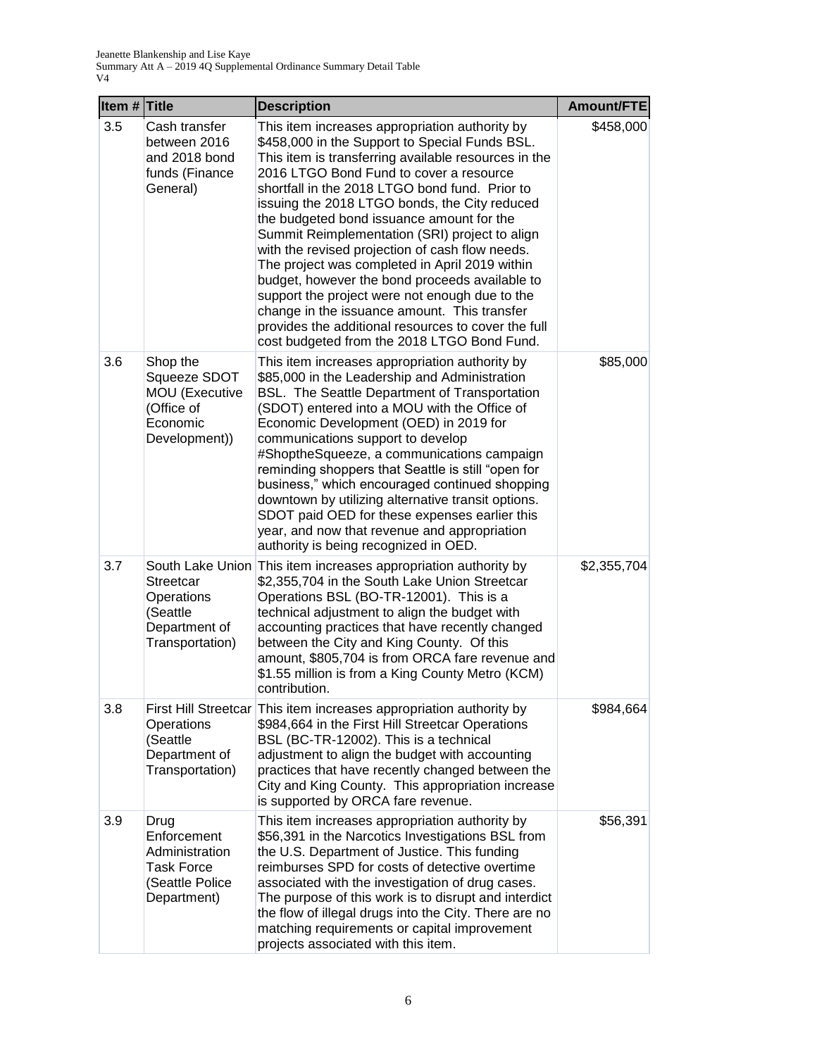| Item # | Title | Description | Amount/FTE |
|---|---|---|---|
| 3.5 | Cash transfer between 2016 and 2018 bond funds (Finance General) | This item increases appropriation authority by $458,000 in the Support to Special Funds BSL. This item is transferring available resources in the 2016 LTGO Bond Fund to cover a resource shortfall in the 2018 LTGO bond fund. Prior to issuing the 2018 LTGO bonds, the City reduced the budgeted bond issuance amount for the Summit Reimplementation (SRI) project to align with the revised projection of cash flow needs. The project was completed in April 2019 within budget, however the bond proceeds available to support the project were not enough due to the change in the issuance amount. This transfer provides the additional resources to cover the full cost budgeted from the 2018 LTGO Bond Fund. | $458,000 |
| 3.6 | Shop the Squeeze SDOT MOU (Executive (Office of Economic Development)) | This item increases appropriation authority by $85,000 in the Leadership and Administration BSL. The Seattle Department of Transportation (SDOT) entered into a MOU with the Office of Economic Development (OED) in 2019 for communications support to develop #ShoptheSqueeze, a communications campaign reminding shoppers that Seattle is still "open for business," which encouraged continued shopping downtown by utilizing alternative transit options. SDOT paid OED for these expenses earlier this year, and now that revenue and appropriation authority is being recognized in OED. | $85,000 |
| 3.7 | South Lake Union Streetcar Operations (Seattle Department of Transportation) | This item increases appropriation authority by $2,355,704 in the South Lake Union Streetcar Operations BSL (BO-TR-12001). This is a technical adjustment to align the budget with accounting practices that have recently changed between the City and King County. Of this amount, $805,704 is from ORCA fare revenue and $1.55 million is from a King County Metro (KCM) contribution. | $2,355,704 |
| 3.8 | First Hill Streetcar Operations (Seattle Department of Transportation) | This item increases appropriation authority by $984,664 in the First Hill Streetcar Operations BSL (BC-TR-12002). This is a technical adjustment to align the budget with accounting practices that have recently changed between the City and King County. This appropriation increase is supported by ORCA fare revenue. | $984,664 |
| 3.9 | Drug Enforcement Administration Task Force (Seattle Police Department) | This item increases appropriation authority by $56,391 in the Narcotics Investigations BSL from the U.S. Department of Justice. This funding reimburses SPD for costs of detective overtime associated with the investigation of drug cases. The purpose of this work is to disrupt and interdict the flow of illegal drugs into the City. There are no matching requirements or capital improvement projects associated with this item. | $56,391 |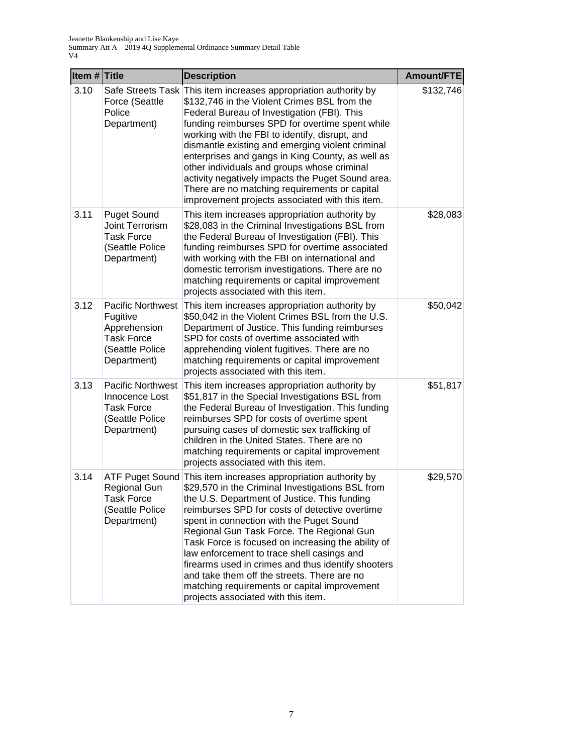| Item # | Title | Description | Amount/FTE |
|---|---|---|---|
| 3.10 | Safe Streets Task Force (Seattle Police Department) | This item increases appropriation authority by $132,746 in the Violent Crimes BSL from the Federal Bureau of Investigation (FBI). This funding reimburses SPD for overtime spent while working with the FBI to identify, disrupt, and dismantle existing and emerging violent criminal enterprises and gangs in King County, as well as other individuals and groups whose criminal activity negatively impacts the Puget Sound area. There are no matching requirements or capital improvement projects associated with this item. | $132,746 |
| 3.11 | Puget Sound Joint Terrorism Task Force (Seattle Police Department) | This item increases appropriation authority by $28,083 in the Criminal Investigations BSL from the Federal Bureau of Investigation (FBI). This funding reimburses SPD for overtime associated with working with the FBI on international and domestic terrorism investigations. There are no matching requirements or capital improvement projects associated with this item. | $28,083 |
| 3.12 | Pacific Northwest Fugitive Apprehension Task Force (Seattle Police Department) | This item increases appropriation authority by $50,042 in the Violent Crimes BSL from the U.S. Department of Justice. This funding reimburses SPD for costs of overtime associated with apprehending violent fugitives. There are no matching requirements or capital improvement projects associated with this item. | $50,042 |
| 3.13 | Pacific Northwest Innocence Lost Task Force (Seattle Police Department) | This item increases appropriation authority by $51,817 in the Special Investigations BSL from the Federal Bureau of Investigation. This funding reimburses SPD for costs of overtime spent pursuing cases of domestic sex trafficking of children in the United States. There are no matching requirements or capital improvement projects associated with this item. | $51,817 |
| 3.14 | ATF Puget Sound Regional Gun Task Force (Seattle Police Department) | This item increases appropriation authority by $29,570 in the Criminal Investigations BSL from the U.S. Department of Justice. This funding reimburses SPD for costs of detective overtime spent in connection with the Puget Sound Regional Gun Task Force. The Regional Gun Task Force is focused on increasing the ability of law enforcement to trace shell casings and firearms used in crimes and thus identify shooters and take them off the streets. There are no matching requirements or capital improvement projects associated with this item. | $29,570 |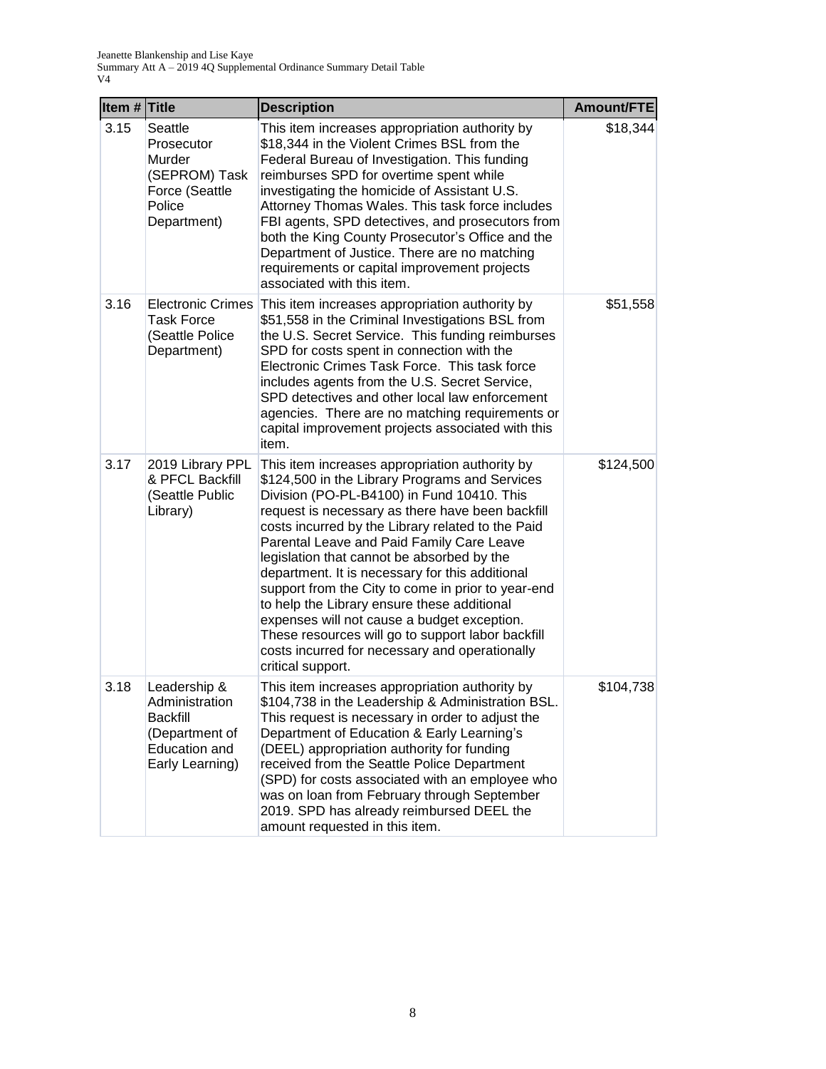| Item # | Title | Description | Amount/FTE |
|---|---|---|---|
| 3.15 | Seattle Prosecutor Murder (SEPROM) Task Force (Seattle Police Department) | This item increases appropriation authority by $18,344 in the Violent Crimes BSL from the Federal Bureau of Investigation. This funding reimburses SPD for overtime spent while investigating the homicide of Assistant U.S. Attorney Thomas Wales. This task force includes FBI agents, SPD detectives, and prosecutors from both the King County Prosecutor's Office and the Department of Justice. There are no matching requirements or capital improvement projects associated with this item. | $18,344 |
| 3.16 | Electronic Crimes Task Force (Seattle Police Department) | This item increases appropriation authority by $51,558 in the Criminal Investigations BSL from the U.S. Secret Service. This funding reimburses SPD for costs spent in connection with the Electronic Crimes Task Force. This task force includes agents from the U.S. Secret Service, SPD detectives and other local law enforcement agencies. There are no matching requirements or capital improvement projects associated with this item. | $51,558 |
| 3.17 | 2019 Library PPL & PFCL Backfill (Seattle Public Library) | This item increases appropriation authority by $124,500 in the Library Programs and Services Division (PO-PL-B4100) in Fund 10410. This request is necessary as there have been backfill costs incurred by the Library related to the Paid Parental Leave and Paid Family Care Leave legislation that cannot be absorbed by the department. It is necessary for this additional support from the City to come in prior to year-end to help the Library ensure these additional expenses will not cause a budget exception. These resources will go to support labor backfill costs incurred for necessary and operationally critical support. | $124,500 |
| 3.18 | Leadership & Administration Backfill (Department of Education and Early Learning) | This item increases appropriation authority by $104,738 in the Leadership & Administration BSL. This request is necessary in order to adjust the Department of Education & Early Learning's (DEEL) appropriation authority for funding received from the Seattle Police Department (SPD) for costs associated with an employee who was on loan from February through September 2019. SPD has already reimbursed DEEL the amount requested in this item. | $104,738 |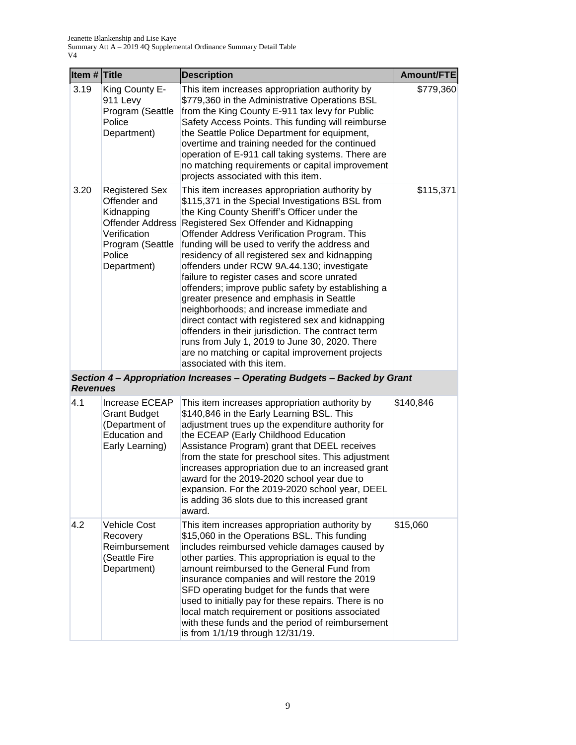| Item # | Title | Description | Amount/FTE |
|---|---|---|---|
| 3.19 | King County E-911 Levy Program (Seattle Police Department) | This item increases appropriation authority by $779,360 in the Administrative Operations BSL from the King County E-911 tax levy for Public Safety Access Points. This funding will reimburse the Seattle Police Department for equipment, overtime and training needed for the continued operation of E-911 call taking systems. There are no matching requirements or capital improvement projects associated with this item. | $779,360 |
| 3.20 | Registered Sex Offender and Kidnapping Offender Address Verification Program (Seattle Police Department) | This item increases appropriation authority by $115,371 in the Special Investigations BSL from the King County Sheriff's Officer under the Registered Sex Offender and Kidnapping Offender Address Verification Program. This funding will be used to verify the address and residency of all registered sex and kidnapping offenders under RCW 9A.44.130; investigate failure to register cases and score unrated offenders; improve public safety by establishing a greater presence and emphasis in Seattle neighborhoods; and increase immediate and direct contact with registered sex and kidnapping offenders in their jurisdiction. The contract term runs from July 1, 2019 to June 30, 2020. There are no matching or capital improvement projects associated with this item. | $115,371 |
| ***Section 4 – Appropriation Increases – Operating Budgets – Backed by Grant Revenues*** | | | |
| 4.1 | Increase ECEAP Grant Budget (Department of Education and Early Learning) | This item increases appropriation authority by $140,846 in the Early Learning BSL. This adjustment trues up the expenditure authority for the ECEAP (Early Childhood Education Assistance Program) grant that DEEL receives from the state for preschool sites. This adjustment increases appropriation due to an increased grant award for the 2019-2020 school year due to expansion. For the 2019-2020 school year, DEEL is adding 36 slots due to this increased grant award. | $140,846 |
| 4.2 | Vehicle Cost Recovery Reimbursement (Seattle Fire Department) | This item increases appropriation authority by $15,060 in the Operations BSL. This funding includes reimbursed vehicle damages caused by other parties. This appropriation is equal to the amount reimbursed to the General Fund from insurance companies and will restore the 2019 SFD operating budget for the funds that were used to initially pay for these repairs. There is no local match requirement or positions associated with these funds and the period of reimbursement is from 1/1/19 through 12/31/19. | $15,060 |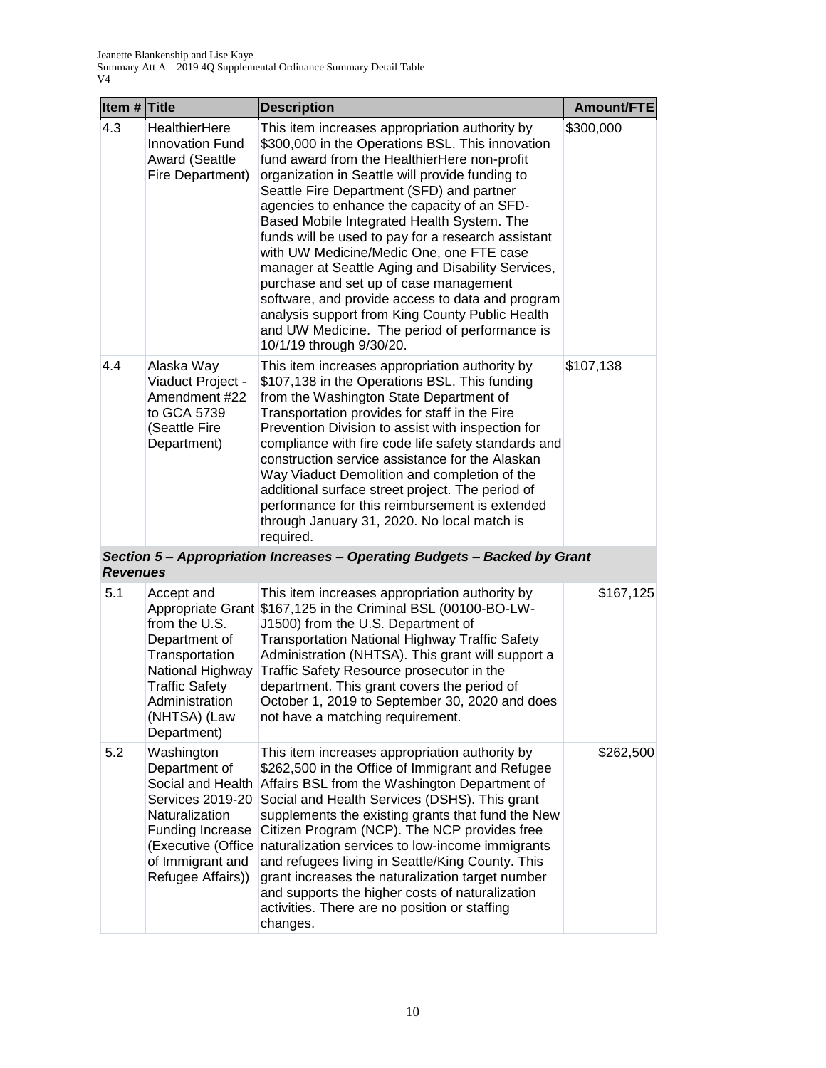| Item # | Title | Description | Amount/FTE |
|---|---|---|---|
| 4.3 | HealthierHere Innovation Fund Award (Seattle Fire Department) | This item increases appropriation authority by $300,000 in the Operations BSL. This innovation fund award from the HealthierHere non-profit organization in Seattle will provide funding to Seattle Fire Department (SFD) and partner agencies to enhance the capacity of an SFD-Based Mobile Integrated Health System. The funds will be used to pay for a research assistant with UW Medicine/Medic One, one FTE case manager at Seattle Aging and Disability Services, purchase and set up of case management software, and provide access to data and program analysis support from King County Public Health and UW Medicine. The period of performance is 10/1/19 through 9/30/20. | $300,000 |
| 4.4 | Alaska Way Viaduct Project - Amendment #22 to GCA 5739 (Seattle Fire Department) | This item increases appropriation authority by $107,138 in the Operations BSL. This funding from the Washington State Department of Transportation provides for staff in the Fire Prevention Division to assist with inspection for compliance with fire code life safety standards and construction service assistance for the Alaskan Way Viaduct Demolition and completion of the additional surface street project. The period of performance for this reimbursement is extended through January 31, 2020. No local match is required. | $107,138 |
| ***Section 5 – Appropriation Increases – Operating Budgets – Backed by Grant Revenues*** | | | |
| 5.1 | Accept and Appropriate Grant from the U.S. Department of Transportation National Highway Traffic Safety Administration (NHTSA) (Law Department) | This item increases appropriation authority by $167,125 in the Criminal BSL (00100-BO-LW-J1500) from the U.S. Department of Transportation National Highway Traffic Safety Administration (NHTSA). This grant will support a Traffic Safety Resource prosecutor in the department. This grant covers the period of October 1, 2019 to September 30, 2020 and does not have a matching requirement. | $167,125 |
| 5.2 | Washington Department of Social and Health Services 2019-20 Naturalization Funding Increase (Executive (Office of Immigrant and Refugee Affairs)) | This item increases appropriation authority by $262,500 in the Office of Immigrant and Refugee Affairs BSL from the Washington Department of Social and Health Services (DSHS). This grant supplements the existing grants that fund the New Citizen Program (NCP). The NCP provides free naturalization services to low-income immigrants and refugees living in Seattle/King County. This grant increases the naturalization target number and supports the higher costs of naturalization activities. There are no position or staffing changes. | $262,500 |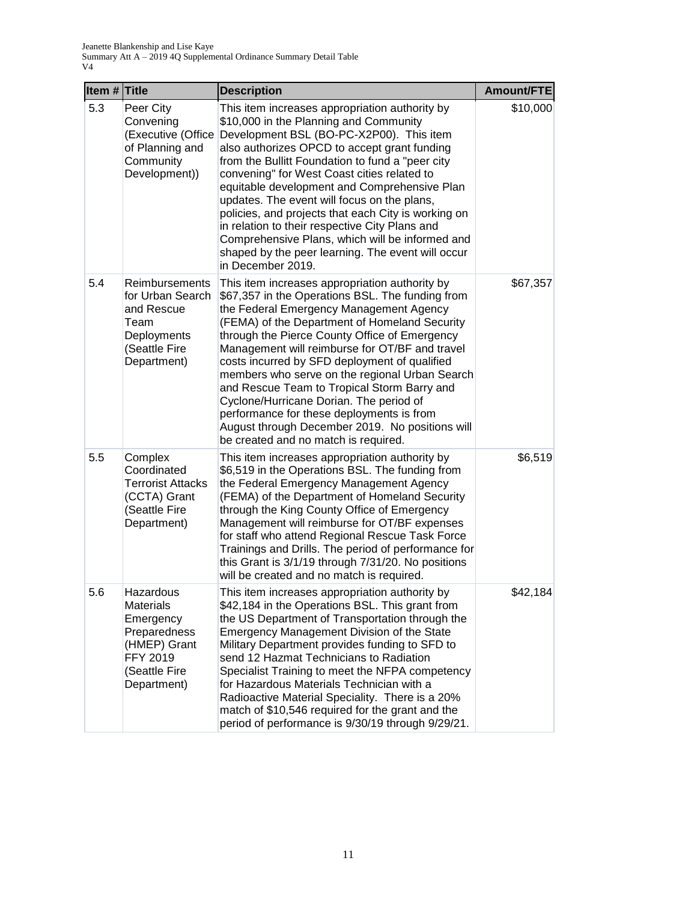| Item # | Title | Description | Amount/FTE |
|---|---|---|---|
| 5.3 | Peer City Convening (Executive (Office of Planning and Community Development)) | This item increases appropriation authority by $10,000 in the Planning and Community Development BSL (BO-PC-X2P00). This item also authorizes OPCD to accept grant funding from the Bullitt Foundation to fund a "peer city convening" for West Coast cities related to equitable development and Comprehensive Plan updates. The event will focus on the plans, policies, and projects that each City is working on in relation to their respective City Plans and Comprehensive Plans, which will be informed and shaped by the peer learning. The event will occur in December 2019. | $10,000 |
| 5.4 | Reimbursements for Urban Search and Rescue Team Deployments (Seattle Fire Department) | This item increases appropriation authority by $67,357 in the Operations BSL. The funding from the Federal Emergency Management Agency (FEMA) of the Department of Homeland Security through the Pierce County Office of Emergency Management will reimburse for OT/BF and travel costs incurred by SFD deployment of qualified members who serve on the regional Urban Search and Rescue Team to Tropical Storm Barry and Cyclone/Hurricane Dorian. The period of performance for these deployments is from August through December 2019. No positions will be created and no match is required. | $67,357 |
| 5.5 | Complex Coordinated Terrorist Attacks (CCTA) Grant (Seattle Fire Department) | This item increases appropriation authority by $6,519 in the Operations BSL. The funding from the Federal Emergency Management Agency (FEMA) of the Department of Homeland Security through the King County Office of Emergency Management will reimburse for OT/BF expenses for staff who attend Regional Rescue Task Force Trainings and Drills. The period of performance for this Grant is 3/1/19 through 7/31/20. No positions will be created and no match is required. | $6,519 |
| 5.6 | Hazardous Materials Emergency Preparedness (HMEP) Grant FFY 2019 (Seattle Fire Department) | This item increases appropriation authority by $42,184 in the Operations BSL. This grant from the US Department of Transportation through the Emergency Management Division of the State Military Department provides funding to SFD to send 12 Hazmat Technicians to Radiation Specialist Training to meet the NFPA competency for Hazardous Materials Technician with a Radioactive Material Speciality. There is a 20% match of $10,546 required for the grant and the period of performance is 9/30/19 through 9/29/21. | $42,184 |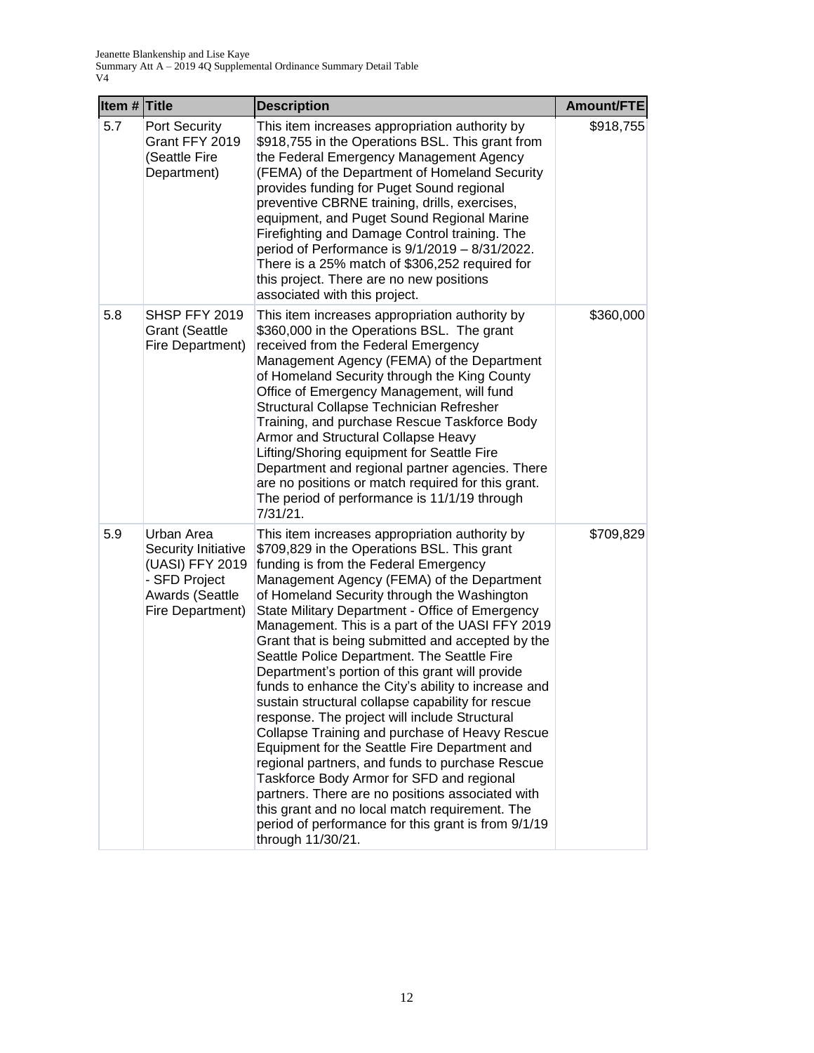| Item # | Title | Description | Amount/FTE |
|---|---|---|---|
| 5.7 | Port Security Grant FFY 2019 (Seattle Fire Department) | This item increases appropriation authority by $918,755 in the Operations BSL. This grant from the Federal Emergency Management Agency (FEMA) of the Department of Homeland Security provides funding for Puget Sound regional preventive CBRNE training, drills, exercises, equipment, and Puget Sound Regional Marine Firefighting and Damage Control training. The period of Performance is 9/1/2019 – 8/31/2022. There is a 25% match of $306,252 required for this project. There are no new positions associated with this project. | $918,755 |
| 5.8 | SHSP FFY 2019 Grant (Seattle Fire Department) | This item increases appropriation authority by $360,000 in the Operations BSL. The grant received from the Federal Emergency Management Agency (FEMA) of the Department of Homeland Security through the King County Office of Emergency Management, will fund Structural Collapse Technician Refresher Training, and purchase Rescue Taskforce Body Armor and Structural Collapse Heavy Lifting/Shoring equipment for Seattle Fire Department and regional partner agencies. There are no positions or match required for this grant. The period of performance is 11/1/19 through 7/31/21. | $360,000 |
| 5.9 | Urban Area Security Initiative (UASI) FFY 2019 - SFD Project Awards (Seattle Fire Department) | This item increases appropriation authority by $709,829 in the Operations BSL. This grant funding is from the Federal Emergency Management Agency (FEMA) of the Department of Homeland Security through the Washington State Military Department - Office of Emergency Management. This is a part of the UASI FFY 2019 Grant that is being submitted and accepted by the Seattle Police Department. The Seattle Fire Department's portion of this grant will provide funds to enhance the City's ability to increase and sustain structural collapse capability for rescue response. The project will include Structural Collapse Training and purchase of Heavy Rescue Equipment for the Seattle Fire Department and regional partners, and funds to purchase Rescue Taskforce Body Armor for SFD and regional partners. There are no positions associated with this grant and no local match requirement. The period of performance for this grant is from 9/1/19 through 11/30/21. | $709,829 |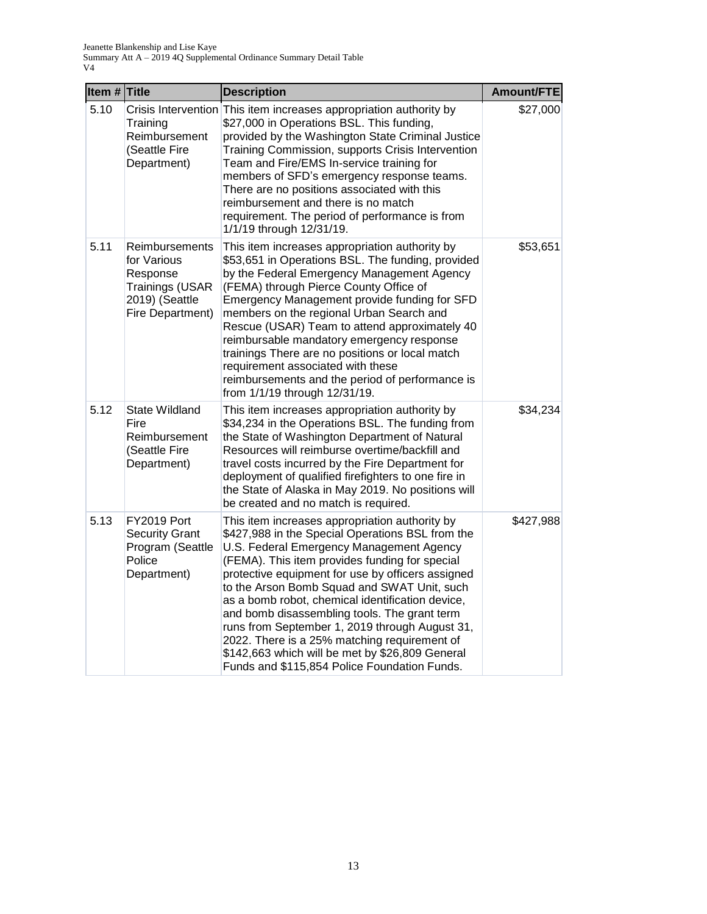| Item # | Title | Description | Amount/FTE |
|---|---|---|---|
| 5.10 | Crisis Intervention Training Reimbursement (Seattle Fire Department) | This item increases appropriation authority by $27,000 in Operations BSL. This funding, provided by the Washington State Criminal Justice Training Commission, supports Crisis Intervention Team and Fire/EMS In-service training for members of SFD's emergency response teams. There are no positions associated with this reimbursement and there is no match requirement. The period of performance is from 1/1/19 through 12/31/19. | $27,000 |
| 5.11 | Reimbursements for Various Response Trainings (USAR 2019) (Seattle Fire Department) | This item increases appropriation authority by $53,651 in Operations BSL. The funding, provided by the Federal Emergency Management Agency (FEMA) through Pierce County Office of Emergency Management provide funding for SFD members on the regional Urban Search and Rescue (USAR) Team to attend approximately 40 reimbursable mandatory emergency response trainings There are no positions or local match requirement associated with these reimbursements and the period of performance is from 1/1/19 through 12/31/19. | $53,651 |
| 5.12 | State Wildland Fire Reimbursement (Seattle Fire Department) | This item increases appropriation authority by $34,234 in the Operations BSL. The funding from the State of Washington Department of Natural Resources will reimburse overtime/backfill and travel costs incurred by the Fire Department for deployment of qualified firefighters to one fire in the State of Alaska in May 2019. No positions will be created and no match is required. | $34,234 |
| 5.13 | FY2019 Port Security Grant Program (Seattle Police Department) | This item increases appropriation authority by $427,988 in the Special Operations BSL from the U.S. Federal Emergency Management Agency (FEMA). This item provides funding for special protective equipment for use by officers assigned to the Arson Bomb Squad and SWAT Unit, such as a bomb robot, chemical identification device, and bomb disassembling tools. The grant term runs from September 1, 2019 through August 31, 2022. There is a 25% matching requirement of $142,663 which will be met by $26,809 General Funds and $115,854 Police Foundation Funds. | $427,988 |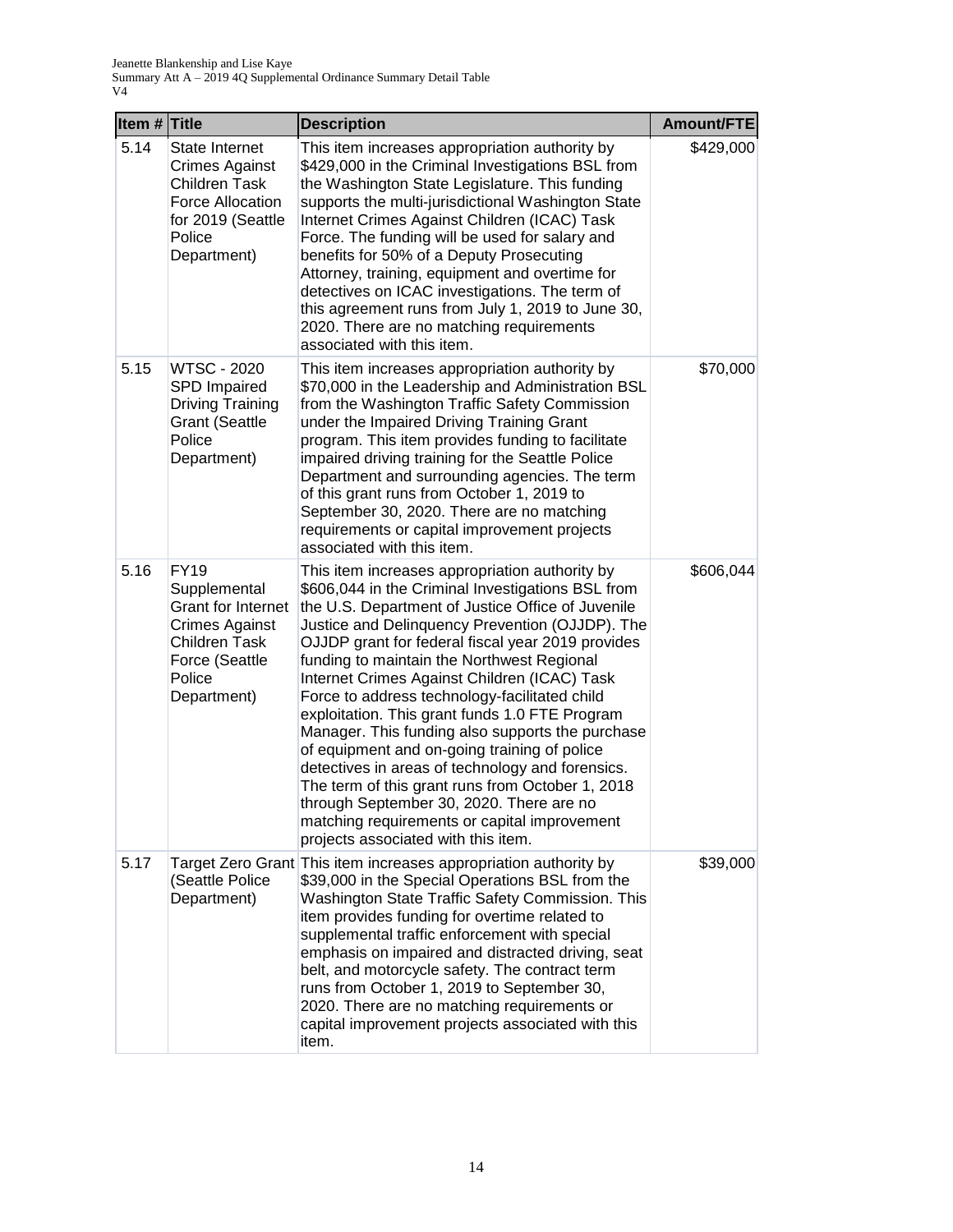| Item # | Title | Description | Amount/FTE |
|---|---|---|---|
| 5.14 | State Internet Crimes Against Children Task Force Allocation for 2019 (Seattle Police Department) | This item increases appropriation authority by $429,000 in the Criminal Investigations BSL from the Washington State Legislature. This funding supports the multi-jurisdictional Washington State Internet Crimes Against Children (ICAC) Task Force. The funding will be used for salary and benefits for 50% of a Deputy Prosecuting Attorney, training, equipment and overtime for detectives on ICAC investigations. The term of this agreement runs from July 1, 2019 to June 30, 2020. There are no matching requirements associated with this item. | $429,000 |
| 5.15 | WTSC - 2020 SPD Impaired Driving Training Grant (Seattle Police Department) | This item increases appropriation authority by $70,000 in the Leadership and Administration BSL from the Washington Traffic Safety Commission under the Impaired Driving Training Grant program. This item provides funding to facilitate impaired driving training for the Seattle Police Department and surrounding agencies. The term of this grant runs from October 1, 2019 to September 30, 2020. There are no matching requirements or capital improvement projects associated with this item. | $70,000 |
| 5.16 | FY19 Supplemental Grant for Internet Crimes Against Children Task Force (Seattle Police Department) | This item increases appropriation authority by $606,044 in the Criminal Investigations BSL from the U.S. Department of Justice Office of Juvenile Justice and Delinquency Prevention (OJJDP). The OJJDP grant for federal fiscal year 2019 provides funding to maintain the Northwest Regional Internet Crimes Against Children (ICAC) Task Force to address technology-facilitated child exploitation. This grant funds 1.0 FTE Program Manager. This funding also supports the purchase of equipment and on-going training of police detectives in areas of technology and forensics. The term of this grant runs from October 1, 2018 through September 30, 2020. There are no matching requirements or capital improvement projects associated with this item. | $606,044 |
| 5.17 | Target Zero Grant (Seattle Police Department) | This item increases appropriation authority by $39,000 in the Special Operations BSL from the Washington State Traffic Safety Commission. This item provides funding for overtime related to supplemental traffic enforcement with special emphasis on impaired and distracted driving, seat belt, and motorcycle safety. The contract term runs from October 1, 2019 to September 30, 2020. There are no matching requirements or capital improvement projects associated with this item. | $39,000 |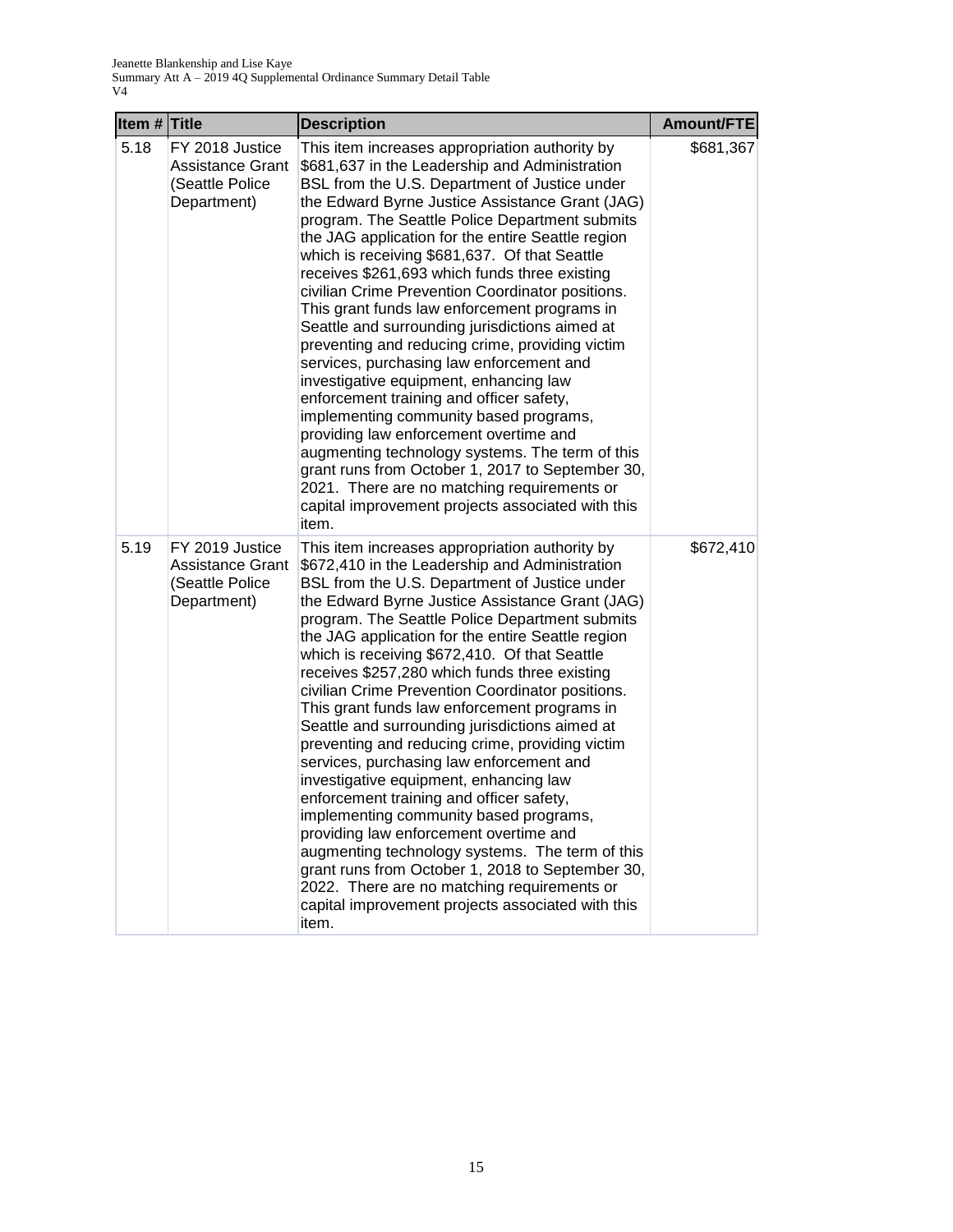| Item # | Title | Description | Amount/FTE |
|---|---|---|---|
| 5.18 | FY 2018 Justice Assistance Grant (Seattle Police Department) | This item increases appropriation authority by $681,637 in the Leadership and Administration BSL from the U.S. Department of Justice under the Edward Byrne Justice Assistance Grant (JAG) program. The Seattle Police Department submits the JAG application for the entire Seattle region which is receiving $681,637. Of that Seattle receives $261,693 which funds three existing civilian Crime Prevention Coordinator positions. This grant funds law enforcement programs in Seattle and surrounding jurisdictions aimed at preventing and reducing crime, providing victim services, purchasing law enforcement and investigative equipment, enhancing law enforcement training and officer safety, implementing community based programs, providing law enforcement overtime and augmenting technology systems. The term of this grant runs from October 1, 2017 to September 30, 2021. There are no matching requirements or capital improvement projects associated with this item. | $681,367 |
| 5.19 | FY 2019 Justice Assistance Grant (Seattle Police Department) | This item increases appropriation authority by $672,410 in the Leadership and Administration BSL from the U.S. Department of Justice under the Edward Byrne Justice Assistance Grant (JAG) program. The Seattle Police Department submits the JAG application for the entire Seattle region which is receiving $672,410. Of that Seattle receives $257,280 which funds three existing civilian Crime Prevention Coordinator positions. This grant funds law enforcement programs in Seattle and surrounding jurisdictions aimed at preventing and reducing crime, providing victim services, purchasing law enforcement and investigative equipment, enhancing law enforcement training and officer safety, implementing community based programs, providing law enforcement overtime and augmenting technology systems. The term of this grant runs from October 1, 2018 to September 30, 2022. There are no matching requirements or capital improvement projects associated with this item. | $672,410 |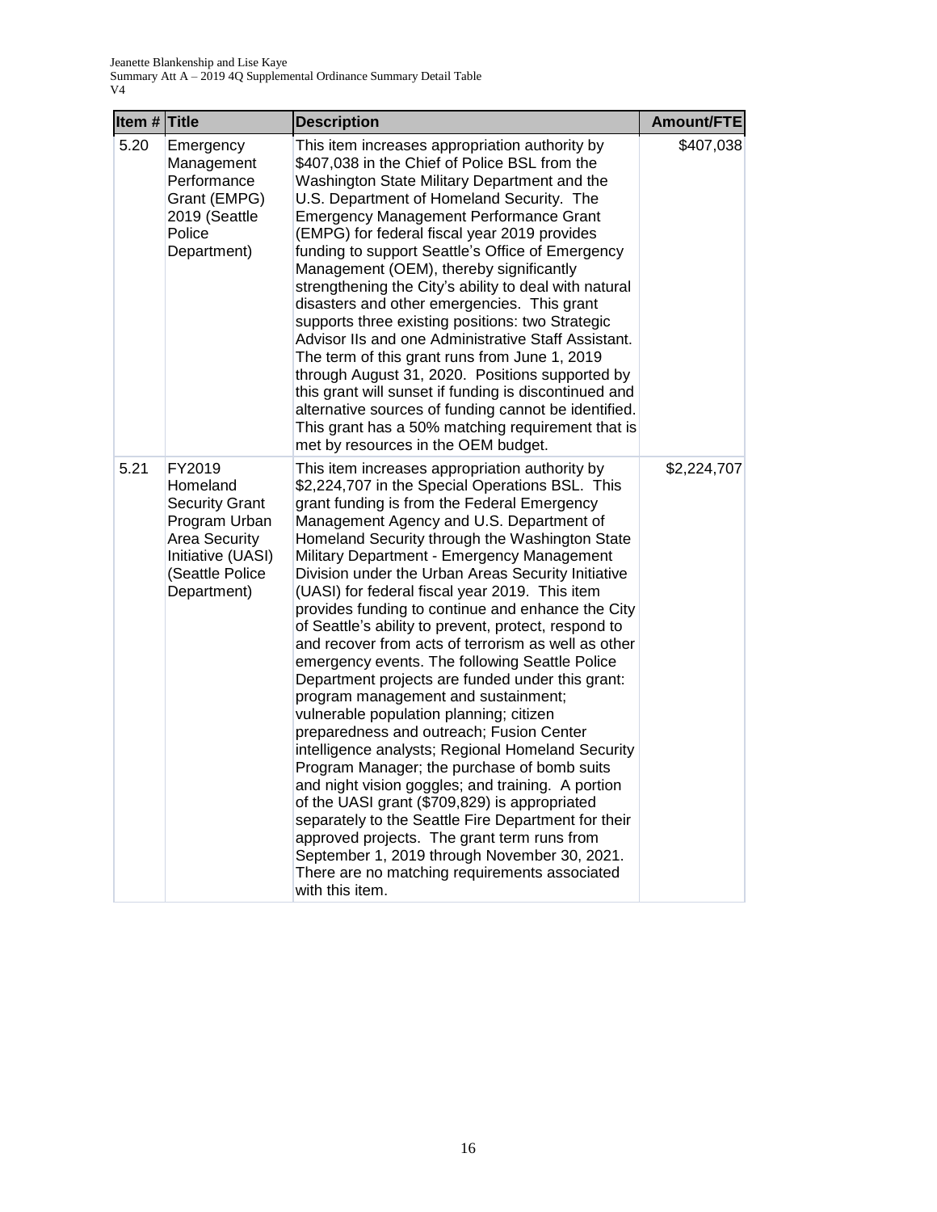| Item # | Title | Description | Amount/FTE |
|---|---|---|---|
| 5.20 | Emergency Management Performance Grant (EMPG) 2019 (Seattle Police Department) | This item increases appropriation authority by $407,038 in the Chief of Police BSL from the Washington State Military Department and the U.S. Department of Homeland Security. The Emergency Management Performance Grant (EMPG) for federal fiscal year 2019 provides funding to support Seattle's Office of Emergency Management (OEM), thereby significantly strengthening the City's ability to deal with natural disasters and other emergencies. This grant supports three existing positions: two Strategic Advisor IIs and one Administrative Staff Assistant. The term of this grant runs from June 1, 2019 through August 31, 2020. Positions supported by this grant will sunset if funding is discontinued and alternative sources of funding cannot be identified. This grant has a 50% matching requirement that is met by resources in the OEM budget. | $407,038 |
| 5.21 | FY2019 Homeland Security Grant Program Urban Area Security Initiative (UASI) (Seattle Police Department) | This item increases appropriation authority by $2,224,707 in the Special Operations BSL. This grant funding is from the Federal Emergency Management Agency and U.S. Department of Homeland Security through the Washington State Military Department - Emergency Management Division under the Urban Areas Security Initiative (UASI) for federal fiscal year 2019. This item provides funding to continue and enhance the City of Seattle's ability to prevent, protect, respond to and recover from acts of terrorism as well as other emergency events. The following Seattle Police Department projects are funded under this grant: program management and sustainment; vulnerable population planning; citizen preparedness and outreach; Fusion Center intelligence analysts; Regional Homeland Security Program Manager; the purchase of bomb suits and night vision goggles; and training. A portion of the UASI grant ($709,829) is appropriated separately to the Seattle Fire Department for their approved projects. The grant term runs from September 1, 2019 through November 30, 2021. There are no matching requirements associated with this item. | $2,224,707 |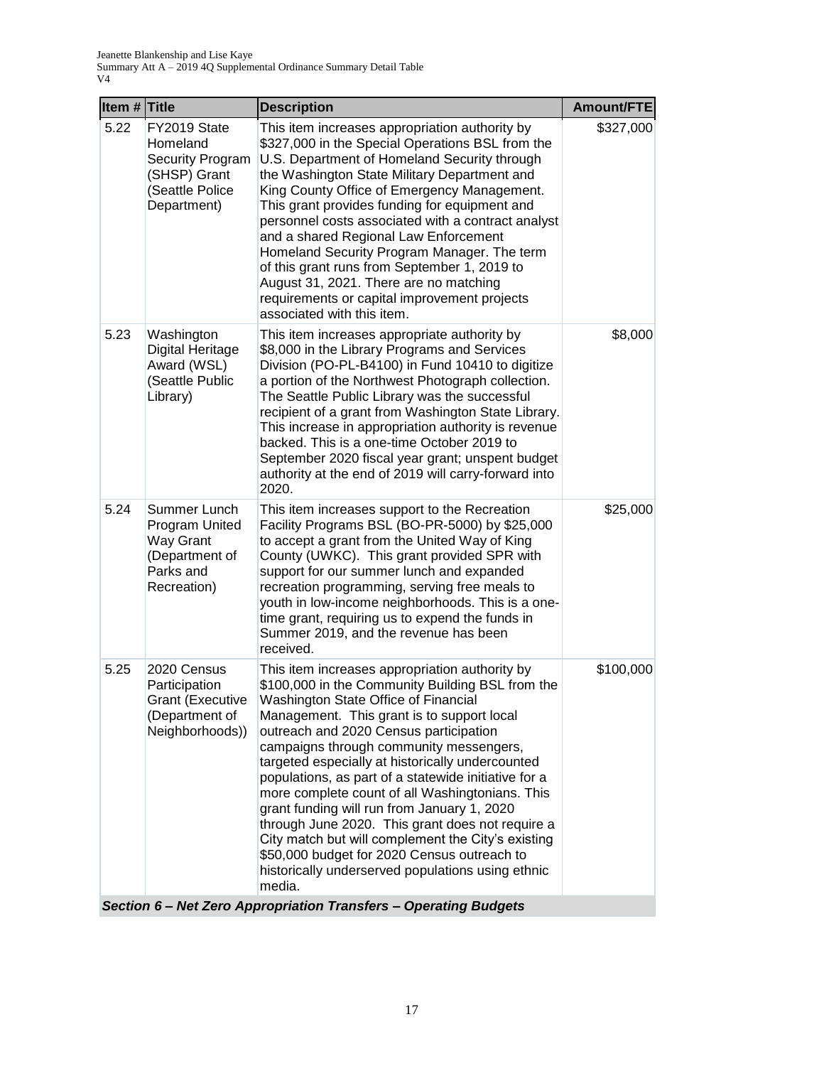| Item # | Title | Description | Amount/FTE |
|---|---|---|---|
| 5.22 | FY2019 State Homeland Security Program (SHSP) Grant (Seattle Police Department) | This item increases appropriation authority by $327,000 in the Special Operations BSL from the U.S. Department of Homeland Security through the Washington State Military Department and King County Office of Emergency Management. This grant provides funding for equipment and personnel costs associated with a contract analyst and a shared Regional Law Enforcement Homeland Security Program Manager. The term of this grant runs from September 1, 2019 to August 31, 2021. There are no matching requirements or capital improvement projects associated with this item. | $327,000 |
| 5.23 | Washington Digital Heritage Award (WSL) (Seattle Public Library) | This item increases appropriate authority by $8,000 in the Library Programs and Services Division (PO-PL-B4100) in Fund 10410 to digitize a portion of the Northwest Photograph collection. The Seattle Public Library was the successful recipient of a grant from Washington State Library. This increase in appropriation authority is revenue backed. This is a one-time October 2019 to September 2020 fiscal year grant; unspent budget authority at the end of 2019 will carry-forward into 2020. | $8,000 |
| 5.24 | Summer Lunch Program United Way Grant (Department of Parks and Recreation) | This item increases support to the Recreation Facility Programs BSL (BO-PR-5000) by $25,000 to accept a grant from the United Way of King County (UWKC). This grant provided SPR with support for our summer lunch and expanded recreation programming, serving free meals to youth in low-income neighborhoods. This is a one-time grant, requiring us to expend the funds in Summer 2019, and the revenue has been received. | $25,000 |
| 5.25 | 2020 Census Participation Grant (Executive (Department of Neighborhoods)) | This item increases appropriation authority by $100,000 in the Community Building BSL from the Washington State Office of Financial Management. This grant is to support local outreach and 2020 Census participation campaigns through community messengers, targeted especially at historically undercounted populations, as part of a statewide initiative for a more complete count of all Washingtonians. This grant funding will run from January 1, 2020 through June 2020. This grant does not require a City match but will complement the City's existing $50,000 budget for 2020 Census outreach to historically underserved populations using ethnic media. | $100,000 |
| ***Section 6 – Net Zero Appropriation Transfers – Operating Budgets*** | | | |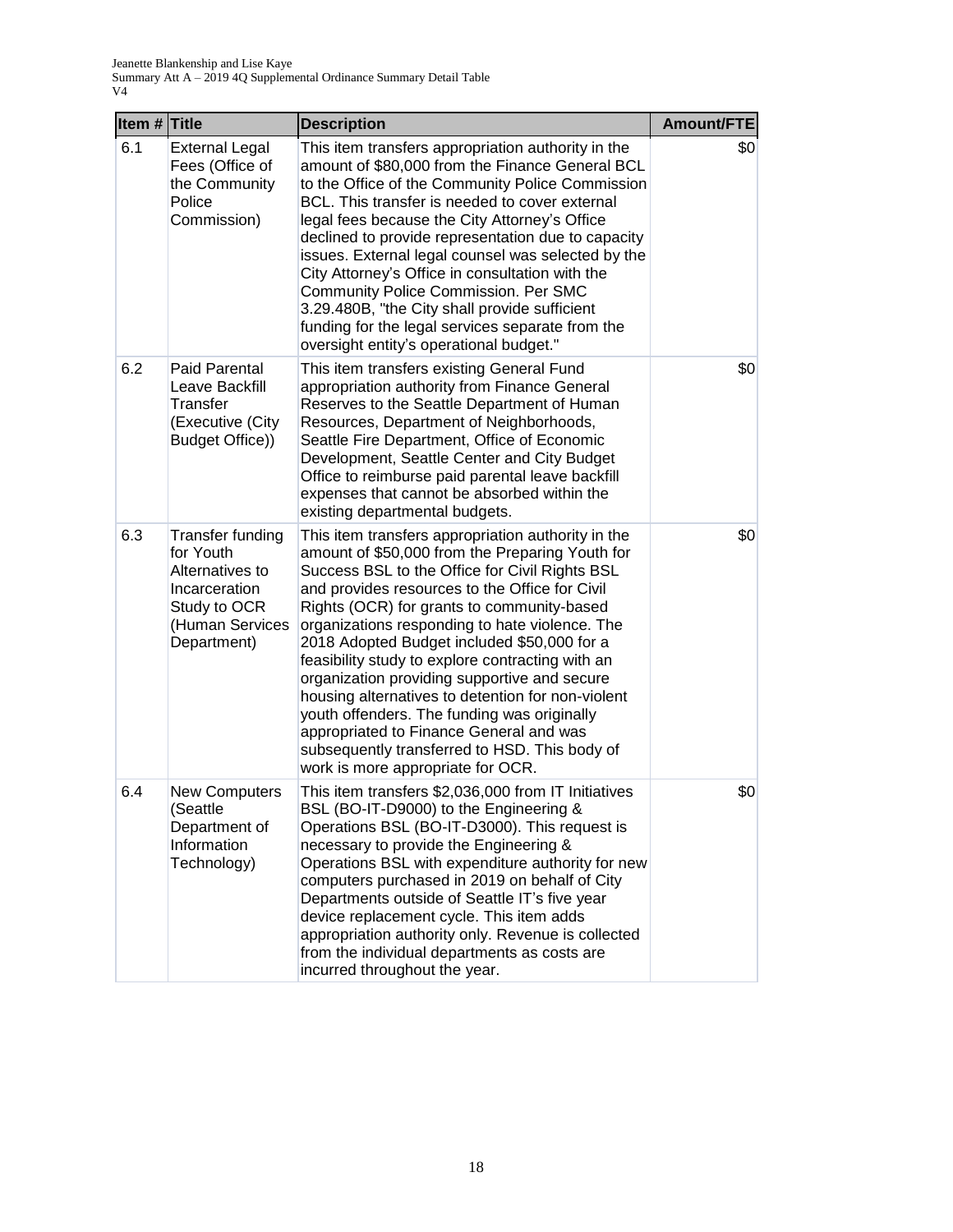| Item # | Title | Description | Amount/FTE |
|---|---|---|---|
| 6.1 | External Legal Fees (Office of the Community Police Commission) | This item transfers appropriation authority in the amount of $80,000 from the Finance General BCL to the Office of the Community Police Commission BCL. This transfer is needed to cover external legal fees because the City Attorney's Office declined to provide representation due to capacity issues. External legal counsel was selected by the City Attorney's Office in consultation with the Community Police Commission. Per SMC 3.29.480B, "the City shall provide sufficient funding for the legal services separate from the oversight entity's operational budget." | $0 |
| 6.2 | Paid Parental Leave Backfill Transfer (Executive (City Budget Office)) | This item transfers existing General Fund appropriation authority from Finance General Reserves to the Seattle Department of Human Resources, Department of Neighborhoods, Seattle Fire Department, Office of Economic Development, Seattle Center and City Budget Office to reimburse paid parental leave backfill expenses that cannot be absorbed within the existing departmental budgets. | $0 |
| 6.3 | Transfer funding for Youth Alternatives to Incarceration Study to OCR (Human Services Department) | This item transfers appropriation authority in the amount of $50,000 from the Preparing Youth for Success BSL to the Office for Civil Rights BSL and provides resources to the Office for Civil Rights (OCR) for grants to community-based organizations responding to hate violence. The 2018 Adopted Budget included $50,000 for a feasibility study to explore contracting with an organization providing supportive and secure housing alternatives to detention for non-violent youth offenders. The funding was originally appropriated to Finance General and was subsequently transferred to HSD. This body of work is more appropriate for OCR. | $0 |
| 6.4 | New Computers (Seattle Department of Information Technology) | This item transfers $2,036,000 from IT Initiatives BSL (BO-IT-D9000) to the Engineering & Operations BSL (BO-IT-D3000). This request is necessary to provide the Engineering & Operations BSL with expenditure authority for new computers purchased in 2019 on behalf of City Departments outside of Seattle IT's five year device replacement cycle. This item adds appropriation authority only. Revenue is collected from the individual departments as costs are incurred throughout the year. | $0 |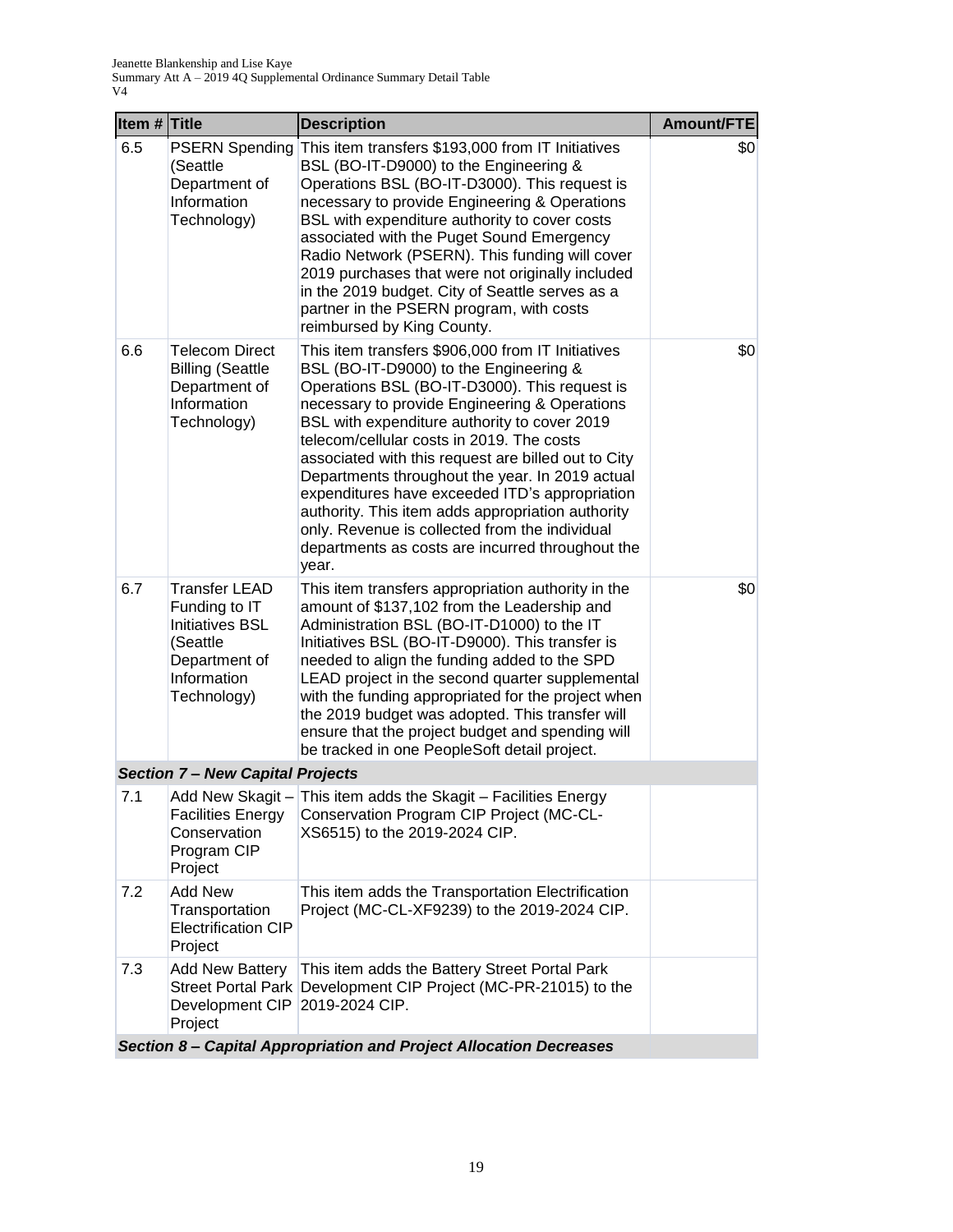| Item # | Title | Description | Amount/FTE |
|---|---|---|---|
| 6.5 | PSERN Spending (Seattle Department of Information Technology) | This item transfers $193,000 from IT Initiatives BSL (BO-IT-D9000) to the Engineering & Operations BSL (BO-IT-D3000). This request is necessary to provide Engineering & Operations BSL with expenditure authority to cover costs associated with the Puget Sound Emergency Radio Network (PSERN). This funding will cover 2019 purchases that were not originally included in the 2019 budget. City of Seattle serves as a partner in the PSERN program, with costs reimbursed by King County. | $0 |
| 6.6 | Telecom Direct Billing (Seattle Department of Information Technology) | This item transfers $906,000 from IT Initiatives BSL (BO-IT-D9000) to the Engineering & Operations BSL (BO-IT-D3000). This request is necessary to provide Engineering & Operations BSL with expenditure authority to cover 2019 telecom/cellular costs in 2019. The costs associated with this request are billed out to City Departments throughout the year. In 2019 actual expenditures have exceeded ITD's appropriation authority. This item adds appropriation authority only. Revenue is collected from the individual departments as costs are incurred throughout the year. | $0 |
| 6.7 | Transfer LEAD Funding to IT Initiatives BSL (Seattle Department of Information Technology) | This item transfers appropriation authority in the amount of $137,102 from the Leadership and Administration BSL (BO-IT-D1000) to the IT Initiatives BSL (BO-IT-D9000). This transfer is needed to align the funding added to the SPD LEAD project in the second quarter supplemental with the funding appropriated for the project when the 2019 budget was adopted. This transfer will ensure that the project budget and spending will be tracked in one PeopleSoft detail project. | $0 |
| ***Section 7 – New Capital Projects*** | | | |
| 7.1 | Add New Skagit – Facilities Energy Conservation Program CIP Project | This item adds the Skagit – Facilities Energy Conservation Program CIP Project (MC-CL-XS6515) to the 2019-2024 CIP. | |
| 7.2 | Add New Transportation Electrification CIP Project | This item adds the Transportation Electrification Project (MC-CL-XF9239) to the 2019-2024 CIP. | |
| 7.3 | Add New Battery Street Portal Park Development CIP Project | This item adds the Battery Street Portal Park Development CIP Project (MC-PR-21015) to the 2019-2024 CIP. | |
| ***Section 8 – Capital Appropriation and Project Allocation Decreases*** | | | |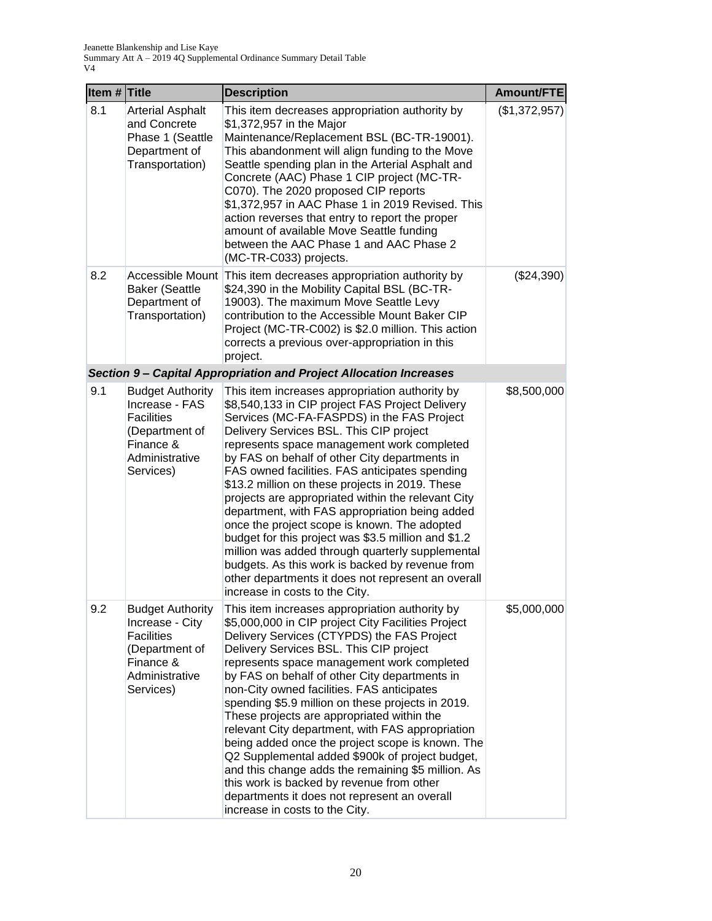| Item # | Title | Description | Amount/FTE |
|---|---|---|---|
| 8.1 | Arterial Asphalt and Concrete Phase 1 (Seattle Department of Transportation) | This item decreases appropriation authority by $1,372,957 in the Major Maintenance/Replacement BSL (BC-TR-19001). This abandonment will align funding to the Move Seattle spending plan in the Arterial Asphalt and Concrete (AAC) Phase 1 CIP project (MC-TR-C070). The 2020 proposed CIP reports $1,372,957 in AAC Phase 1 in 2019 Revised. This action reverses that entry to report the proper amount of available Move Seattle funding between the AAC Phase 1 and AAC Phase 2 (MC-TR-C033) projects. | ($1,372,957) |
| 8.2 | Accessible Mount Baker (Seattle Department of Transportation) | This item decreases appropriation authority by $24,390 in the Mobility Capital BSL (BC-TR-19003). The maximum Move Seattle Levy contribution to the Accessible Mount Baker CIP Project (MC-TR-C002) is $2.0 million. This action corrects a previous over-appropriation in this project. | ($24,390) |
| ***Section 9 – Capital Appropriation and Project Allocation Increases*** | | | |
| 9.1 | Budget Authority Increase - FAS Facilities (Department of Finance & Administrative Services) | This item increases appropriation authority by $8,540,133 in CIP project FAS Project Delivery Services (MC-FA-FASPDS) in the FAS Project Delivery Services BSL. This CIP project represents space management work completed by FAS on behalf of other City departments in FAS owned facilities. FAS anticipates spending $13.2 million on these projects in 2019. These projects are appropriated within the relevant City department, with FAS appropriation being added once the project scope is known. The adopted budget for this project was $3.5 million and $1.2 million was added through quarterly supplemental budgets. As this work is backed by revenue from other departments it does not represent an overall increase in costs to the City. | $8,500,000 |
| 9.2 | Budget Authority Increase - City Facilities (Department of Finance & Administrative Services) | This item increases appropriation authority by $5,000,000 in CIP project City Facilities Project Delivery Services (CTYPDS) the FAS Project Delivery Services BSL. This CIP project represents space management work completed by FAS on behalf of other City departments in non-City owned facilities. FAS anticipates spending $5.9 million on these projects in 2019. These projects are appropriated within the relevant City department, with FAS appropriation being added once the project scope is known. The Q2 Supplemental added $900k of project budget, and this change adds the remaining $5 million. As this work is backed by revenue from other departments it does not represent an overall increase in costs to the City. | $5,000,000 |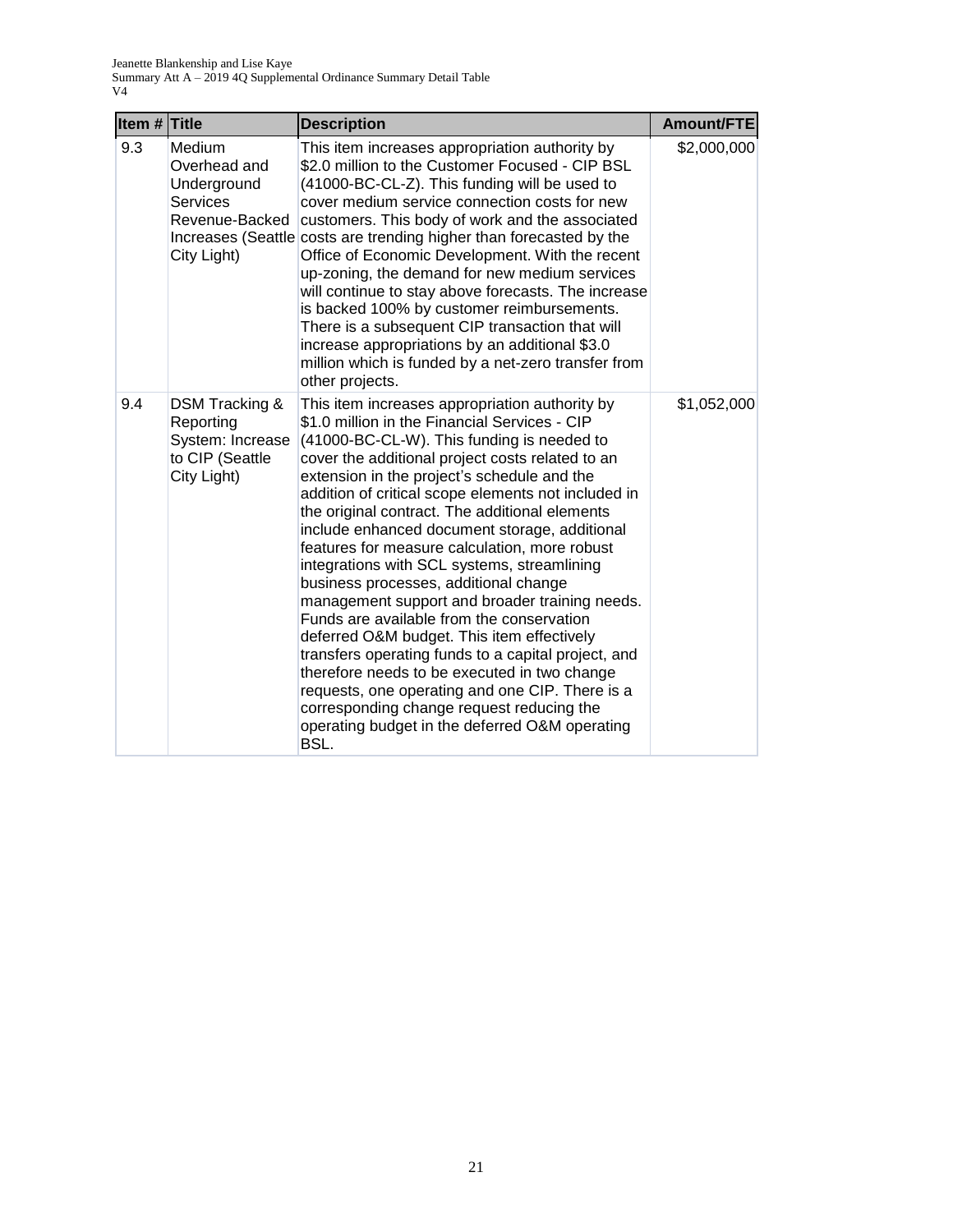| Item # | Title | Description | Amount/FTE |
|---|---|---|---|
| 9.3 | Medium Overhead and Underground Services Revenue-Backed Increases (Seattle City Light) | This item increases appropriation authority by $2.0 million to the Customer Focused - CIP BSL (41000-BC-CL-Z). This funding will be used to cover medium service connection costs for new customers. This body of work and the associated costs are trending higher than forecasted by the Office of Economic Development. With the recent up-zoning, the demand for new medium services will continue to stay above forecasts. The increase is backed 100% by customer reimbursements. There is a subsequent CIP transaction that will increase appropriations by an additional $3.0 million which is funded by a net-zero transfer from other projects. | $2,000,000 |
| 9.4 | DSM Tracking & Reporting System: Increase to CIP (Seattle City Light) | This item increases appropriation authority by $1.0 million in the Financial Services - CIP (41000-BC-CL-W). This funding is needed to cover the additional project costs related to an extension in the project's schedule and the addition of critical scope elements not included in the original contract. The additional elements include enhanced document storage, additional features for measure calculation, more robust integrations with SCL systems, streamlining business processes, additional change management support and broader training needs. Funds are available from the conservation deferred O&M budget. This item effectively transfers operating funds to a capital project, and therefore needs to be executed in two change requests, one operating and one CIP. There is a corresponding change request reducing the operating budget in the deferred O&M operating BSL. | $1,052,000 |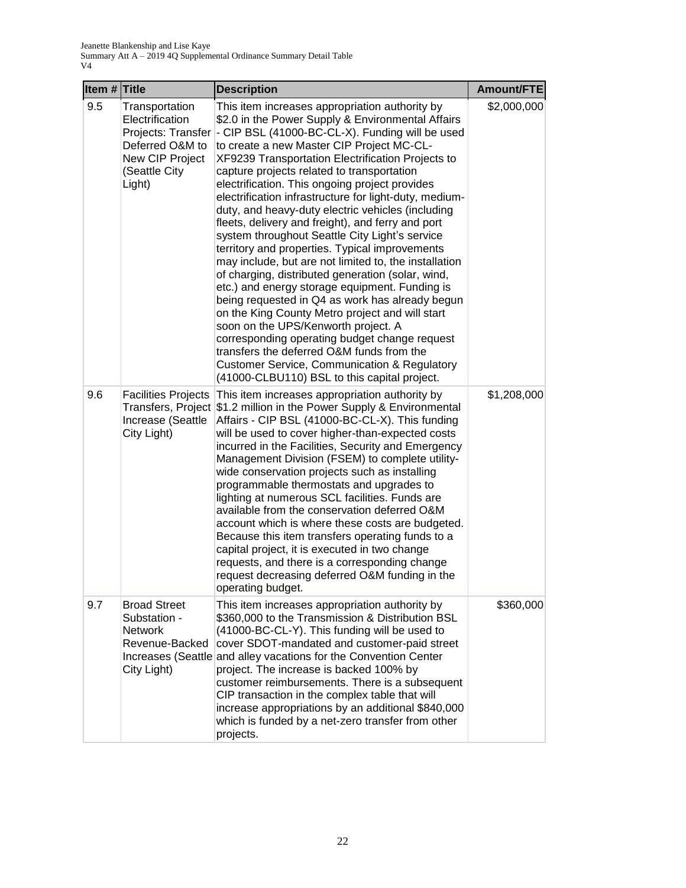| Item # | Title | Description | Amount/FTE |
|---|---|---|---|
| 9.5 | Transportation Electrification Projects: Transfer Deferred O&M to New CIP Project (Seattle City Light) | This item increases appropriation authority by $2.0 in the Power Supply & Environmental Affairs - CIP BSL (41000-BC-CL-X). Funding will be used to create a new Master CIP Project MC-CL-XF9239 Transportation Electrification Projects to capture projects related to transportation electrification. This ongoing project provides electrification infrastructure for light-duty, medium-duty, and heavy-duty electric vehicles (including fleets, delivery and freight), and ferry and port system throughout Seattle City Light's service territory and properties. Typical improvements may include, but are not limited to, the installation of charging, distributed generation (solar, wind, etc.) and energy storage equipment. Funding is being requested in Q4 as work has already begun on the King County Metro project and will start soon on the UPS/Kenworth project. A corresponding operating budget change request transfers the deferred O&M funds from the Customer Service, Communication & Regulatory (41000-CLBU110) BSL to this capital project. | $2,000,000 |
| 9.6 | Facilities Projects Transfers, Project Increase (Seattle City Light) | This item increases appropriation authority by $1.2 million in the Power Supply & Environmental Affairs - CIP BSL (41000-BC-CL-X). This funding will be used to cover higher-than-expected costs incurred in the Facilities, Security and Emergency Management Division (FSEM) to complete utility-wide conservation projects such as installing programmable thermostats and upgrades to lighting at numerous SCL facilities. Funds are available from the conservation deferred O&M account which is where these costs are budgeted. Because this item transfers operating funds to a capital project, it is executed in two change requests, and there is a corresponding change request decreasing deferred O&M funding in the operating budget. | $1,208,000 |
| 9.7 | Broad Street Substation - Network Revenue-Backed Increases (Seattle City Light) | This item increases appropriation authority by $360,000 to the Transmission & Distribution BSL (41000-BC-CL-Y). This funding will be used to cover SDOT-mandated and customer-paid street and alley vacations for the Convention Center project. The increase is backed 100% by customer reimbursements. There is a subsequent CIP transaction in the complex table that will increase appropriations by an additional $840,000 which is funded by a net-zero transfer from other projects. | $360,000 |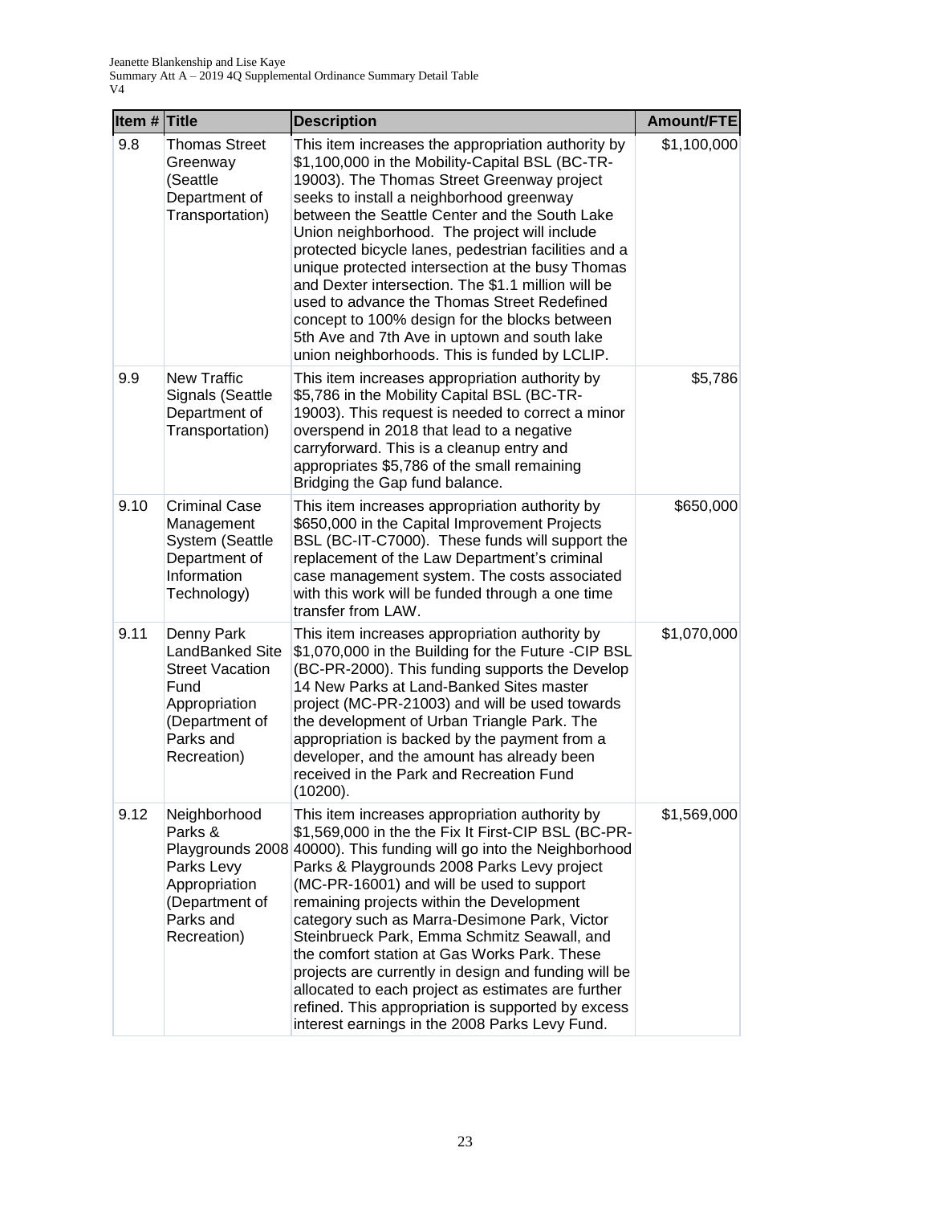| Item # | Title | Description | Amount/FTE |
|---|---|---|---|
| 9.8 | Thomas Street Greenway (Seattle Department of Transportation) | This item increases the appropriation authority by $1,100,000 in the Mobility-Capital BSL (BC-TR-19003). The Thomas Street Greenway project seeks to install a neighborhood greenway between the Seattle Center and the South Lake Union neighborhood. The project will include protected bicycle lanes, pedestrian facilities and a unique protected intersection at the busy Thomas and Dexter intersection. The $1.1 million will be used to advance the Thomas Street Redefined concept to 100% design for the blocks between 5th Ave and 7th Ave in uptown and south lake union neighborhoods. This is funded by LCLIP. | $1,100,000 |
| 9.9 | New Traffic Signals (Seattle Department of Transportation) | This item increases appropriation authority by $5,786 in the Mobility Capital BSL (BC-TR-19003). This request is needed to correct a minor overspend in 2018 that lead to a negative carryforward. This is a cleanup entry and appropriates $5,786 of the small remaining Bridging the Gap fund balance. | $5,786 |
| 9.10 | Criminal Case Management System (Seattle Department of Information Technology) | This item increases appropriation authority by $650,000 in the Capital Improvement Projects BSL (BC-IT-C7000). These funds will support the replacement of the Law Department's criminal case management system. The costs associated with this work will be funded through a one time transfer from LAW. | $650,000 |
| 9.11 | Denny Park LandBanked Site Street Vacation Fund Appropriation (Department of Parks and Recreation) | This item increases appropriation authority by $1,070,000 in the Building for the Future -CIP BSL (BC-PR-2000). This funding supports the Develop 14 New Parks at Land-Banked Sites master project (MC-PR-21003) and will be used towards the development of Urban Triangle Park. The appropriation is backed by the payment from a developer, and the amount has already been received in the Park and Recreation Fund (10200). | $1,070,000 |
| 9.12 | Neighborhood Parks & Playgrounds 2008 Parks Levy Appropriation (Department of Parks and Recreation) | This item increases appropriation authority by $1,569,000 in the the Fix It First-CIP BSL (BC-PR-40000). This funding will go into the Neighborhood Parks & Playgrounds 2008 Parks Levy project (MC-PR-16001) and will be used to support remaining projects within the Development category such as Marra-Desimone Park, Victor Steinbrueck Park, Emma Schmitz Seawall, and the comfort station at Gas Works Park. These projects are currently in design and funding will be allocated to each project as estimates are further refined. This appropriation is supported by excess interest earnings in the 2008 Parks Levy Fund. | $1,569,000 |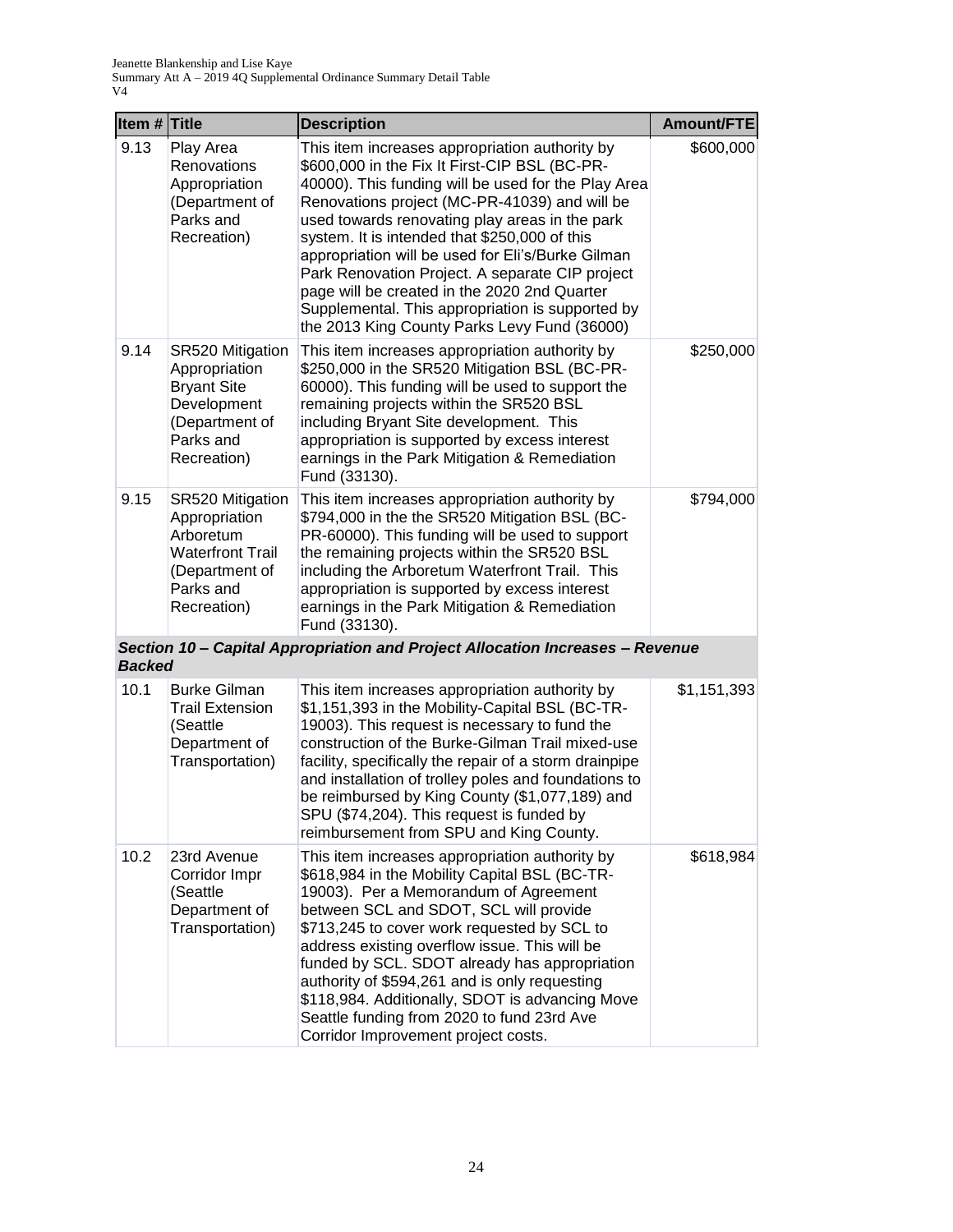| Item # | Title | Description | Amount/FTE |
|---|---|---|---|
| 9.13 | Play Area Renovations Appropriation (Department of Parks and Recreation) | This item increases appropriation authority by $600,000 in the Fix It First-CIP BSL (BC-PR-40000). This funding will be used for the Play Area Renovations project (MC-PR-41039) and will be used towards renovating play areas in the park system. It is intended that $250,000 of this appropriation will be used for Eli's/Burke Gilman Park Renovation Project. A separate CIP project page will be created in the 2020 2nd Quarter Supplemental. This appropriation is supported by the 2013 King County Parks Levy Fund (36000) | $600,000 |
| 9.14 | SR520 Mitigation Appropriation Bryant Site Development (Department of Parks and Recreation) | This item increases appropriation authority by $250,000 in the SR520 Mitigation BSL (BC-PR-60000). This funding will be used to support the remaining projects within the SR520 BSL including Bryant Site development. This appropriation is supported by excess interest earnings in the Park Mitigation & Remediation Fund (33130). | $250,000 |
| 9.15 | SR520 Mitigation Appropriation Arboretum Waterfront Trail (Department of Parks and Recreation) | This item increases appropriation authority by $794,000 in the the SR520 Mitigation BSL (BC-PR-60000). This funding will be used to support the remaining projects within the SR520 BSL including the Arboretum Waterfront Trail. This appropriation is supported by excess interest earnings in the Park Mitigation & Remediation Fund (33130). | $794,000 |
| ***Section 10 – Capital Appropriation and Project Allocation Increases – Revenue Backed*** | | | |
| 10.1 | Burke Gilman Trail Extension (Seattle Department of Transportation) | This item increases appropriation authority by $1,151,393 in the Mobility-Capital BSL (BC-TR-19003). This request is necessary to fund the construction of the Burke-Gilman Trail mixed-use facility, specifically the repair of a storm drainpipe and installation of trolley poles and foundations to be reimbursed by King County ($1,077,189) and SPU ($74,204). This request is funded by reimbursement from SPU and King County. | $1,151,393 |
| 10.2 | 23rd Avenue Corridor Impr (Seattle Department of Transportation) | This item increases appropriation authority by $618,984 in the Mobility Capital BSL (BC-TR-19003). Per a Memorandum of Agreement between SCL and SDOT, SCL will provide $713,245 to cover work requested by SCL to address existing overflow issue. This will be funded by SCL. SDOT already has appropriation authority of $594,261 and is only requesting $118,984. Additionally, SDOT is advancing Move Seattle funding from 2020 to fund 23rd Ave Corridor Improvement project costs. | $618,984 |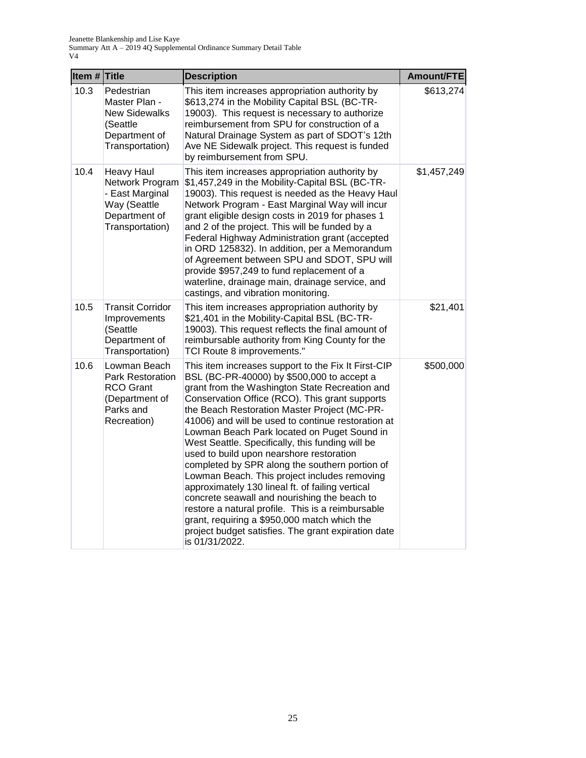| Item # | Title | Description | Amount/FTE |
|---|---|---|---|
| 10.3 | Pedestrian Master Plan - New Sidewalks (Seattle Department of Transportation) | This item increases appropriation authority by $613,274 in the Mobility Capital BSL (BC-TR-19003). This request is necessary to authorize reimbursement from SPU for construction of a Natural Drainage System as part of SDOT's 12th Ave NE Sidewalk project. This request is funded by reimbursement from SPU. | $613,274 |
| 10.4 | Heavy Haul Network Program - East Marginal Way (Seattle Department of Transportation) | This item increases appropriation authority by $1,457,249 in the Mobility-Capital BSL (BC-TR-19003). This request is needed as the Heavy Haul Network Program - East Marginal Way will incur grant eligible design costs in 2019 for phases 1 and 2 of the project. This will be funded by a Federal Highway Administration grant (accepted in ORD 125832). In addition, per a Memorandum of Agreement between SPU and SDOT, SPU will provide $957,249 to fund replacement of a waterline, drainage main, drainage service, and castings, and vibration monitoring. | $1,457,249 |
| 10.5 | Transit Corridor Improvements (Seattle Department of Transportation) | This item increases appropriation authority by $21,401 in the Mobility-Capital BSL (BC-TR-19003). This request reflects the final amount of reimbursable authority from King County for the TCI Route 8 improvements." | $21,401 |
| 10.6 | Lowman Beach Park Restoration RCO Grant (Department of Parks and Recreation) | This item increases support to the Fix It First-CIP BSL (BC-PR-40000) by $500,000 to accept a grant from the Washington State Recreation and Conservation Office (RCO). This grant supports the Beach Restoration Master Project (MC-PR-41006) and will be used to continue restoration at Lowman Beach Park located on Puget Sound in West Seattle. Specifically, this funding will be used to build upon nearshore restoration completed by SPR along the southern portion of Lowman Beach. This project includes removing approximately 130 lineal ft. of failing vertical concrete seawall and nourishing the beach to restore a natural profile. This is a reimbursable grant, requiring a $950,000 match which the project budget satisfies. The grant expiration date is 01/31/2022. | $500,000 |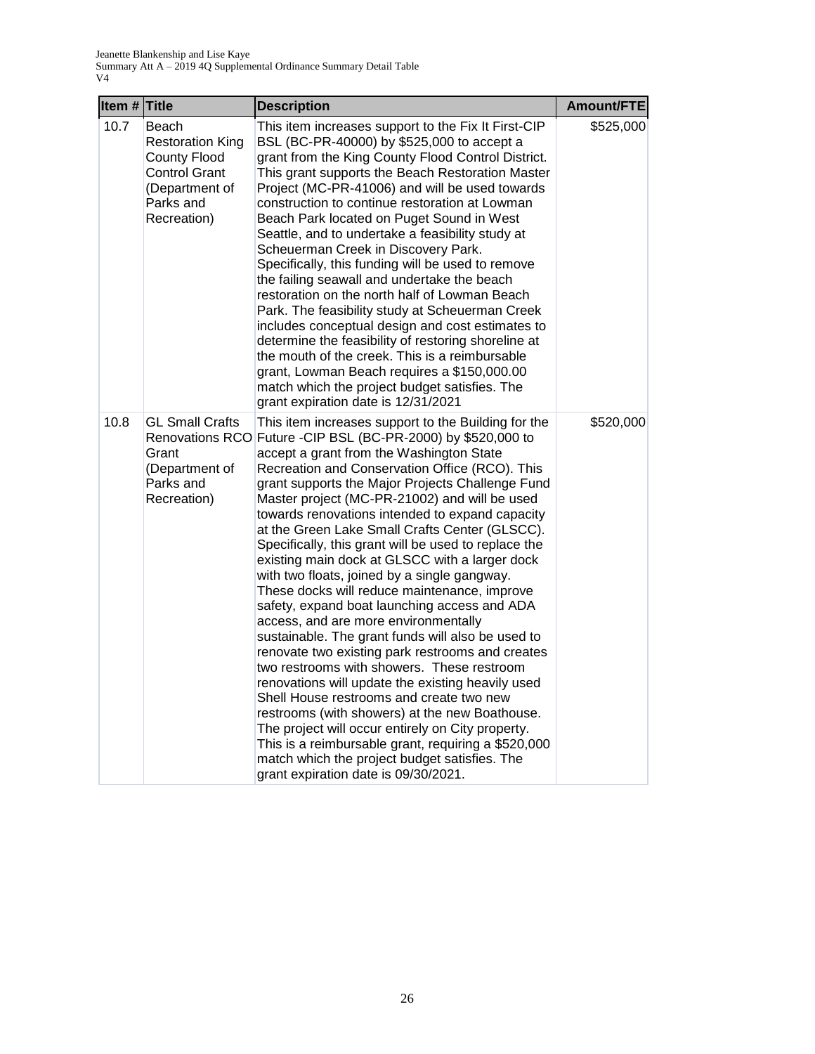| Item # | Title | Description | Amount/FTE |
|---|---|---|---|
| 10.7 | Beach Restoration King County Flood Control Grant (Department of Parks and Recreation) | This item increases support to the Fix It First-CIP BSL (BC-PR-40000) by $525,000 to accept a grant from the King County Flood Control District. This grant supports the Beach Restoration Master Project (MC-PR-41006) and will be used towards construction to continue restoration at Lowman Beach Park located on Puget Sound in West Seattle, and to undertake a feasibility study at Scheuerman Creek in Discovery Park. Specifically, this funding will be used to remove the failing seawall and undertake the beach restoration on the north half of Lowman Beach Park. The feasibility study at Scheuerman Creek includes conceptual design and cost estimates to determine the feasibility of restoring shoreline at the mouth of the creek. This is a reimbursable grant, Lowman Beach requires a $150,000.00 match which the project budget satisfies. The grant expiration date is 12/31/2021 | $525,000 |
| 10.8 | GL Small Crafts Renovations RCO Grant (Department of Parks and Recreation) | This item increases support to the Building for the Future -CIP BSL (BC-PR-2000) by $520,000 to accept a grant from the Washington State Recreation and Conservation Office (RCO). This grant supports the Major Projects Challenge Fund Master project (MC-PR-21002) and will be used towards renovations intended to expand capacity at the Green Lake Small Crafts Center (GLSCC). Specifically, this grant will be used to replace the existing main dock at GLSCC with a larger dock with two floats, joined by a single gangway. These docks will reduce maintenance, improve safety, expand boat launching access and ADA access, and are more environmentally sustainable. The grant funds will also be used to renovate two existing park restrooms and creates two restrooms with showers. These restroom renovations will update the existing heavily used Shell House restrooms and create two new restrooms (with showers) at the new Boathouse. The project will occur entirely on City property. This is a reimbursable grant, requiring a $520,000 match which the project budget satisfies. The grant expiration date is 09/30/2021. | $520,000 |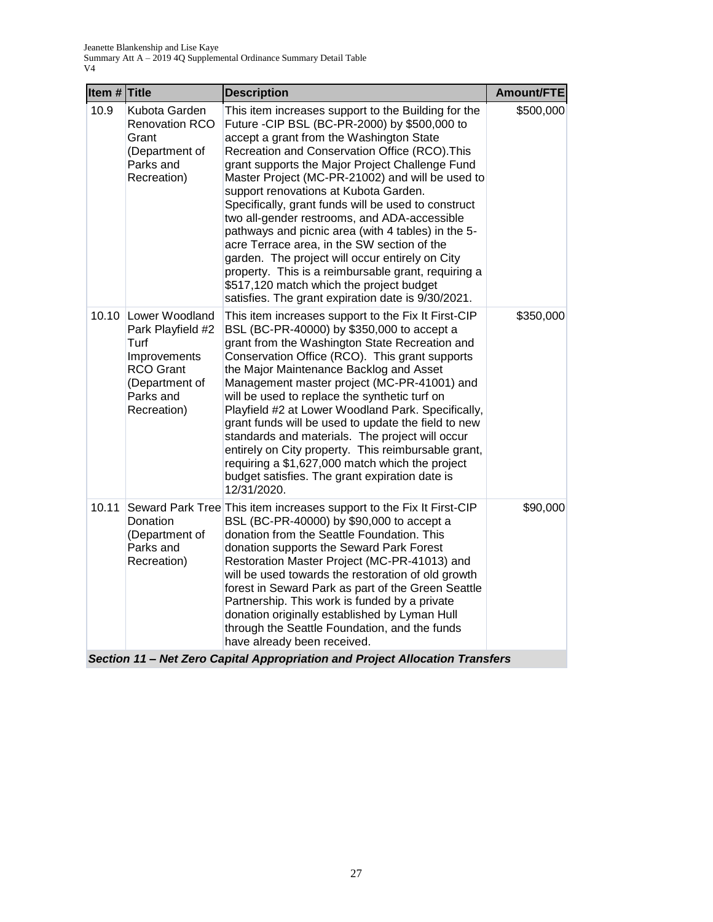| Item # | Title | Description | Amount/FTE |
|---|---|---|---|
| 10.9 | Kubota Garden Renovation RCO Grant (Department of Parks and Recreation) | This item increases support to the Building for the Future -CIP BSL (BC-PR-2000) by $500,000 to accept a grant from the Washington State Recreation and Conservation Office (RCO).This grant supports the Major Project Challenge Fund Master Project (MC-PR-21002) and will be used to support renovations at Kubota Garden. Specifically, grant funds will be used to construct two all-gender restrooms, and ADA-accessible pathways and picnic area (with 4 tables) in the 5-acre Terrace area, in the SW section of the garden. The project will occur entirely on City property. This is a reimbursable grant, requiring a $517,120 match which the project budget satisfies. The grant expiration date is 9/30/2021. | $500,000 |
| 10.10 | Lower Woodland Park Playfield #2 Turf Improvements RCO Grant (Department of Parks and Recreation) | This item increases support to the Fix It First-CIP BSL (BC-PR-40000) by $350,000 to accept a grant from the Washington State Recreation and Conservation Office (RCO). This grant supports the Major Maintenance Backlog and Asset Management master project (MC-PR-41001) and will be used to replace the synthetic turf on Playfield #2 at Lower Woodland Park. Specifically, grant funds will be used to update the field to new standards and materials. The project will occur entirely on City property. This reimbursable grant, requiring a $1,627,000 match which the project budget satisfies. The grant expiration date is 12/31/2020. | $350,000 |
| 10.11 | Seward Park Tree Donation (Department of Parks and Recreation) | This item increases support to the Fix It First-CIP BSL (BC-PR-40000) by $90,000 to accept a donation from the Seattle Foundation. This donation supports the Seward Park Forest Restoration Master Project (MC-PR-41013) and will be used towards the restoration of old growth forest in Seward Park as part of the Green Seattle Partnership. This work is funded by a private donation originally established by Lyman Hull through the Seattle Foundation, and the funds have already been received. | $90,000 |
| ***Section 11 – Net Zero Capital Appropriation and Project Allocation Transfers*** | | | |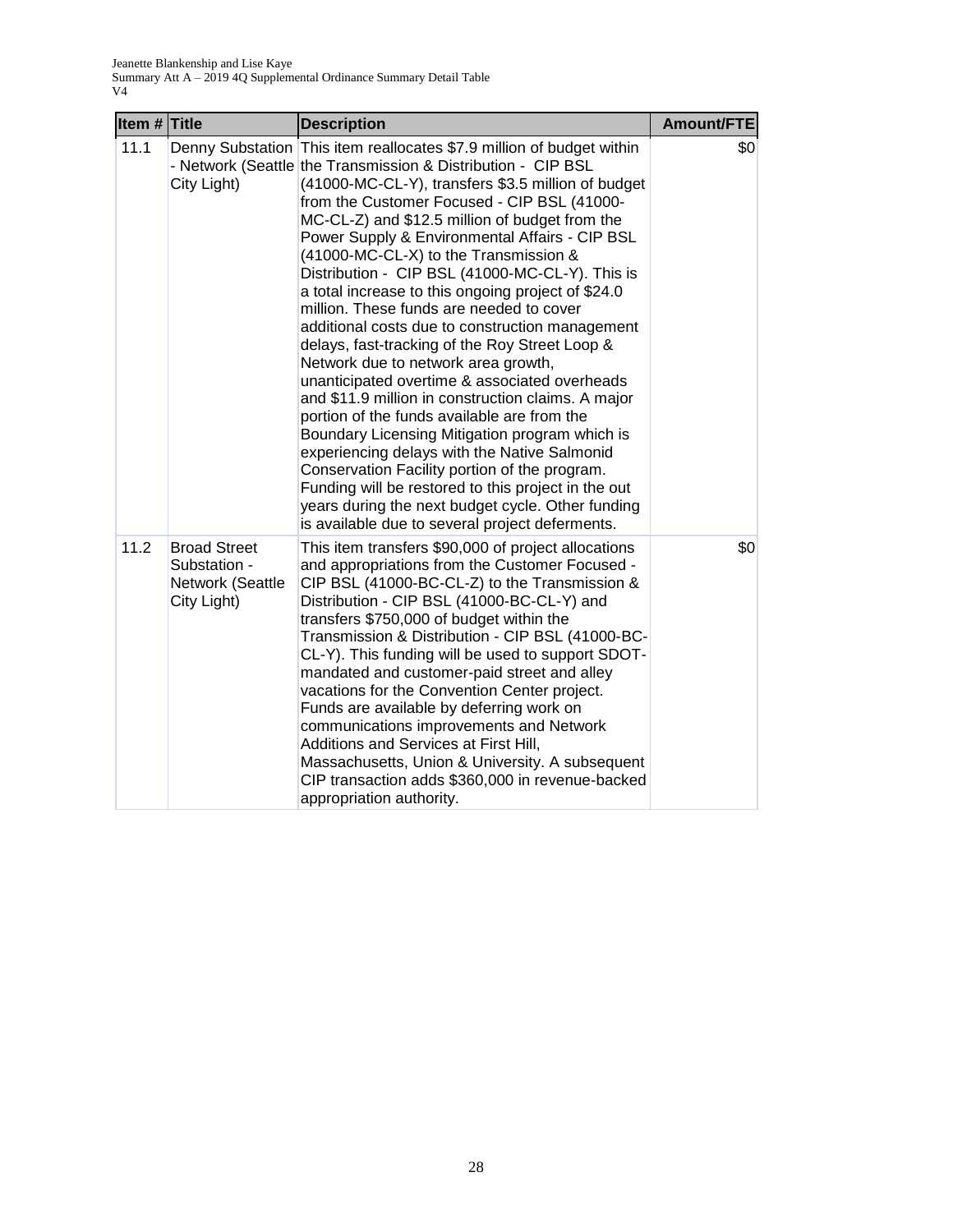| Item # | Title | Description | Amount/FTE |
|---|---|---|---|
| 11.1 | Denny Substation - Network (Seattle City Light) | This item reallocates $7.9 million of budget within the Transmission & Distribution - CIP BSL (41000-MC-CL-Y), transfers $3.5 million of budget from the Customer Focused - CIP BSL (41000-MC-CL-Z) and $12.5 million of budget from the Power Supply & Environmental Affairs - CIP BSL (41000-MC-CL-X) to the Transmission & Distribution - CIP BSL (41000-MC-CL-Y). This is a total increase to this ongoing project of $24.0 million. These funds are needed to cover additional costs due to construction management delays, fast-tracking of the Roy Street Loop & Network due to network area growth, unanticipated overtime & associated overheads and $11.9 million in construction claims. A major portion of the funds available are from the Boundary Licensing Mitigation program which is experiencing delays with the Native Salmonid Conservation Facility portion of the program. Funding will be restored to this project in the out years during the next budget cycle. Other funding is available due to several project deferments. | $0 |
| 11.2 | Broad Street Substation - Network (Seattle City Light) | This item transfers $90,000 of project allocations and appropriations from the Customer Focused - CIP BSL (41000-BC-CL-Z) to the Transmission & Distribution - CIP BSL (41000-BC-CL-Y) and transfers $750,000 of budget within the Transmission & Distribution - CIP BSL (41000-BC-CL-Y). This funding will be used to support SDOT-mandated and customer-paid street and alley vacations for the Convention Center project. Funds are available by deferring work on communications improvements and Network Additions and Services at First Hill, Massachusetts, Union & University. A subsequent CIP transaction adds $360,000 in revenue-backed appropriation authority. | $0 |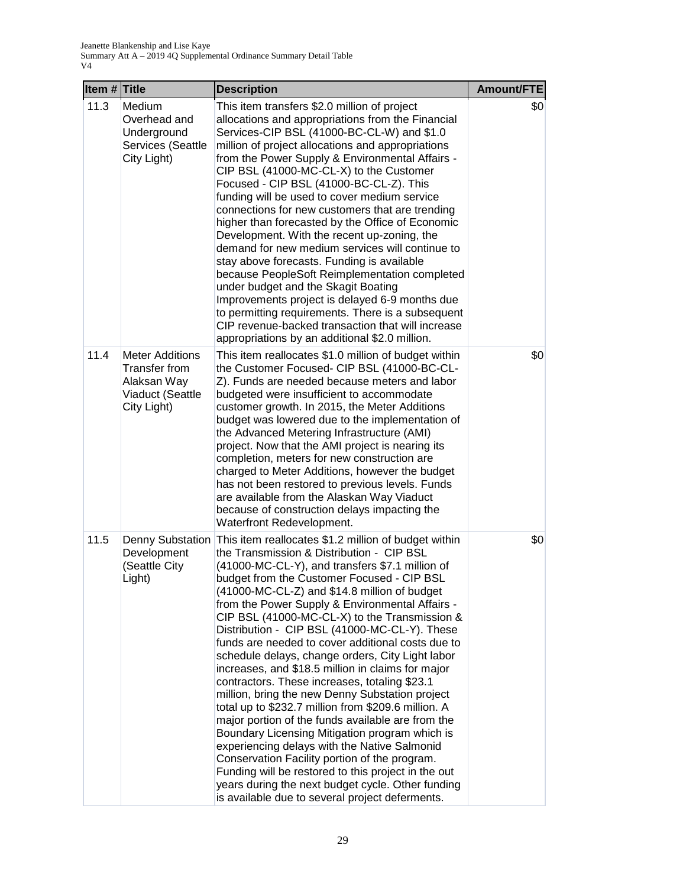| Item # | Title | Description | Amount/FTE |
|---|---|---|---|
| 11.3 | Medium Overhead and Underground Services (Seattle City Light) | This item transfers $2.0 million of project allocations and appropriations from the Financial Services-CIP BSL (41000-BC-CL-W) and $1.0 million of project allocations and appropriations from the Power Supply & Environmental Affairs - CIP BSL (41000-MC-CL-X) to the Customer Focused - CIP BSL (41000-BC-CL-Z). This funding will be used to cover medium service connections for new customers that are trending higher than forecasted by the Office of Economic Development. With the recent up-zoning, the demand for new medium services will continue to stay above forecasts. Funding is available because PeopleSoft Reimplementation completed under budget and the Skagit Boating Improvements project is delayed 6-9 months due to permitting requirements. There is a subsequent CIP revenue-backed transaction that will increase appropriations by an additional $2.0 million. | $0 |
| 11.4 | Meter Additions Transfer from Alaksan Way Viaduct (Seattle City Light) | This item reallocates $1.0 million of budget within the Customer Focused- CIP BSL (41000-BC-CL-Z). Funds are needed because meters and labor budgeted were insufficient to accommodate customer growth. In 2015, the Meter Additions budget was lowered due to the implementation of the Advanced Metering Infrastructure (AMI) project. Now that the AMI project is nearing its completion, meters for new construction are charged to Meter Additions, however the budget has not been restored to previous levels. Funds are available from the Alaskan Way Viaduct because of construction delays impacting the Waterfront Redevelopment. | $0 |
| 11.5 | Denny Substation Development (Seattle City Light) | This item reallocates $1.2 million of budget within the Transmission & Distribution - CIP BSL (41000-MC-CL-Y), and transfers $7.1 million of budget from the Customer Focused - CIP BSL (41000-MC-CL-Z) and $14.8 million of budget from the Power Supply & Environmental Affairs - CIP BSL (41000-MC-CL-X) to the Transmission & Distribution - CIP BSL (41000-MC-CL-Y). These funds are needed to cover additional costs due to schedule delays, change orders, City Light labor increases, and $18.5 million in claims for major contractors. These increases, totaling $23.1 million, bring the new Denny Substation project total up to $232.7 million from $209.6 million. A major portion of the funds available are from the Boundary Licensing Mitigation program which is experiencing delays with the Native Salmonid Conservation Facility portion of the program. Funding will be restored to this project in the out years during the next budget cycle. Other funding is available due to several project deferments. | $0 |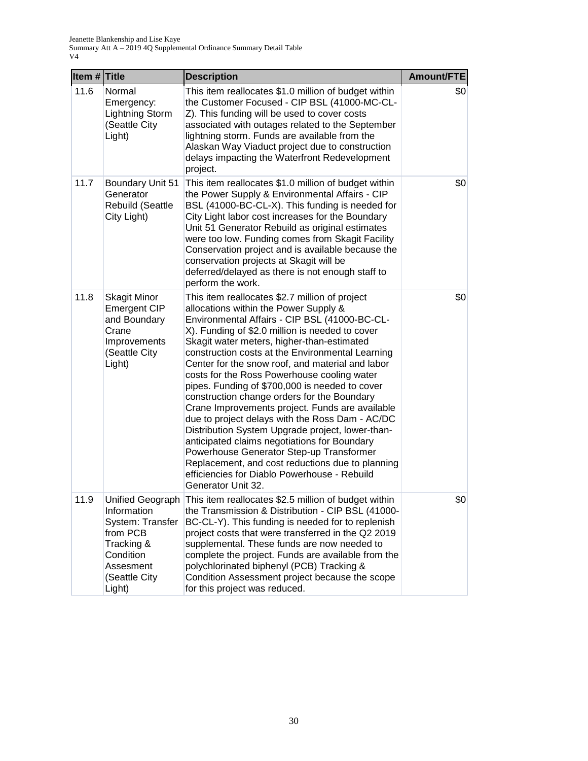| Item # | Title | Description | Amount/FTE |
|---|---|---|---|
| 11.6 | Normal Emergency: Lightning Storm (Seattle City Light) | This item reallocates $1.0 million of budget within the Customer Focused - CIP BSL (41000-MC-CL-Z). This funding will be used to cover costs associated with outages related to the September lightning storm. Funds are available from the Alaskan Way Viaduct project due to construction delays impacting the Waterfront Redevelopment project. | $0 |
| 11.7 | Boundary Unit 51 Generator Rebuild (Seattle City Light) | This item reallocates $1.0 million of budget within the Power Supply & Environmental Affairs - CIP BSL (41000-BC-CL-X). This funding is needed for City Light labor cost increases for the Boundary Unit 51 Generator Rebuild as original estimates were too low. Funding comes from Skagit Facility Conservation project and is available because the conservation projects at Skagit will be deferred/delayed as there is not enough staff to perform the work. | $0 |
| 11.8 | Skagit Minor Emergent CIP and Boundary Crane Improvements (Seattle City Light) | This item reallocates $2.7 million of project allocations within the Power Supply & Environmental Affairs - CIP BSL (41000-BC-CL-X). Funding of $2.0 million is needed to cover Skagit water meters, higher-than-estimated construction costs at the Environmental Learning Center for the snow roof, and material and labor costs for the Ross Powerhouse cooling water pipes. Funding of $700,000 is needed to cover construction change orders for the Boundary Crane Improvements project. Funds are available due to project delays with the Ross Dam - AC/DC Distribution System Upgrade project, lower-than-anticipated claims negotiations for Boundary Powerhouse Generator Step-up Transformer Replacement, and cost reductions due to planning efficiencies for Diablo Powerhouse - Rebuild Generator Unit 32. | $0 |
| 11.9 | Unified Geograph Information System: Transfer from PCB Tracking & Condition Assesment (Seattle City Light) | This item reallocates $2.5 million of budget within the Transmission & Distribution - CIP BSL (41000-BC-CL-Y). This funding is needed for to replenish project costs that were transferred in the Q2 2019 supplemental. These funds are now needed to complete the project. Funds are available from the polychlorinated biphenyl (PCB) Tracking & Condition Assessment project because the scope for this project was reduced. | $0 |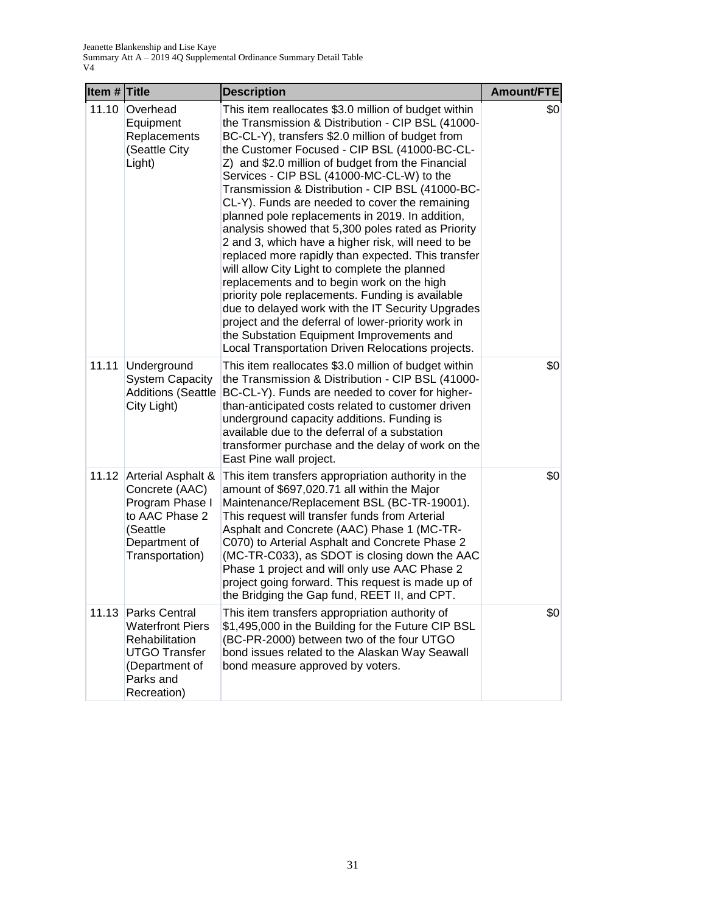| Item # | Title | Description | Amount/FTE |
|---|---|---|---|
| 11.10 | Overhead Equipment Replacements (Seattle City Light) | This item reallocates $3.0 million of budget within the Transmission & Distribution - CIP BSL (41000-BC-CL-Y), transfers $2.0 million of budget from the Customer Focused - CIP BSL (41000-BC-CL-Z) and $2.0 million of budget from the Financial Services - CIP BSL (41000-MC-CL-W) to the Transmission & Distribution - CIP BSL (41000-BC-CL-Y). Funds are needed to cover the remaining planned pole replacements in 2019. In addition, analysis showed that 5,300 poles rated as Priority 2 and 3, which have a higher risk, will need to be replaced more rapidly than expected. This transfer will allow City Light to complete the planned replacements and to begin work on the high priority pole replacements. Funding is available due to delayed work with the IT Security Upgrades project and the deferral of lower-priority work in the Substation Equipment Improvements and Local Transportation Driven Relocations projects. | $0 |
| 11.11 | Underground System Capacity Additions (Seattle City Light) | This item reallocates $3.0 million of budget within the Transmission & Distribution - CIP BSL (41000-BC-CL-Y). Funds are needed to cover for higher-than-anticipated costs related to customer driven underground capacity additions. Funding is available due to the deferral of a substation transformer purchase and the delay of work on the East Pine wall project. | $0 |
| 11.12 | Arterial Asphalt & Concrete (AAC) Program Phase I to AAC Phase 2 (Seattle Department of Transportation) | This item transfers appropriation authority in the amount of $697,020.71 all within the Major Maintenance/Replacement BSL (BC-TR-19001). This request will transfer funds from Arterial Asphalt and Concrete (AAC) Phase 1 (MC-TR-C070) to Arterial Asphalt and Concrete Phase 2 (MC-TR-C033), as SDOT is closing down the AAC Phase 1 project and will only use AAC Phase 2 project going forward. This request is made up of the Bridging the Gap fund, REET II, and CPT. | $0 |
| 11.13 | Parks Central Waterfront Piers Rehabilitation UTGO Transfer (Department of Parks and Recreation) | This item transfers appropriation authority of $1,495,000 in the Building for the Future CIP BSL (BC-PR-2000) between two of the four UTGO bond issues related to the Alaskan Way Seawall bond measure approved by voters. | $0 |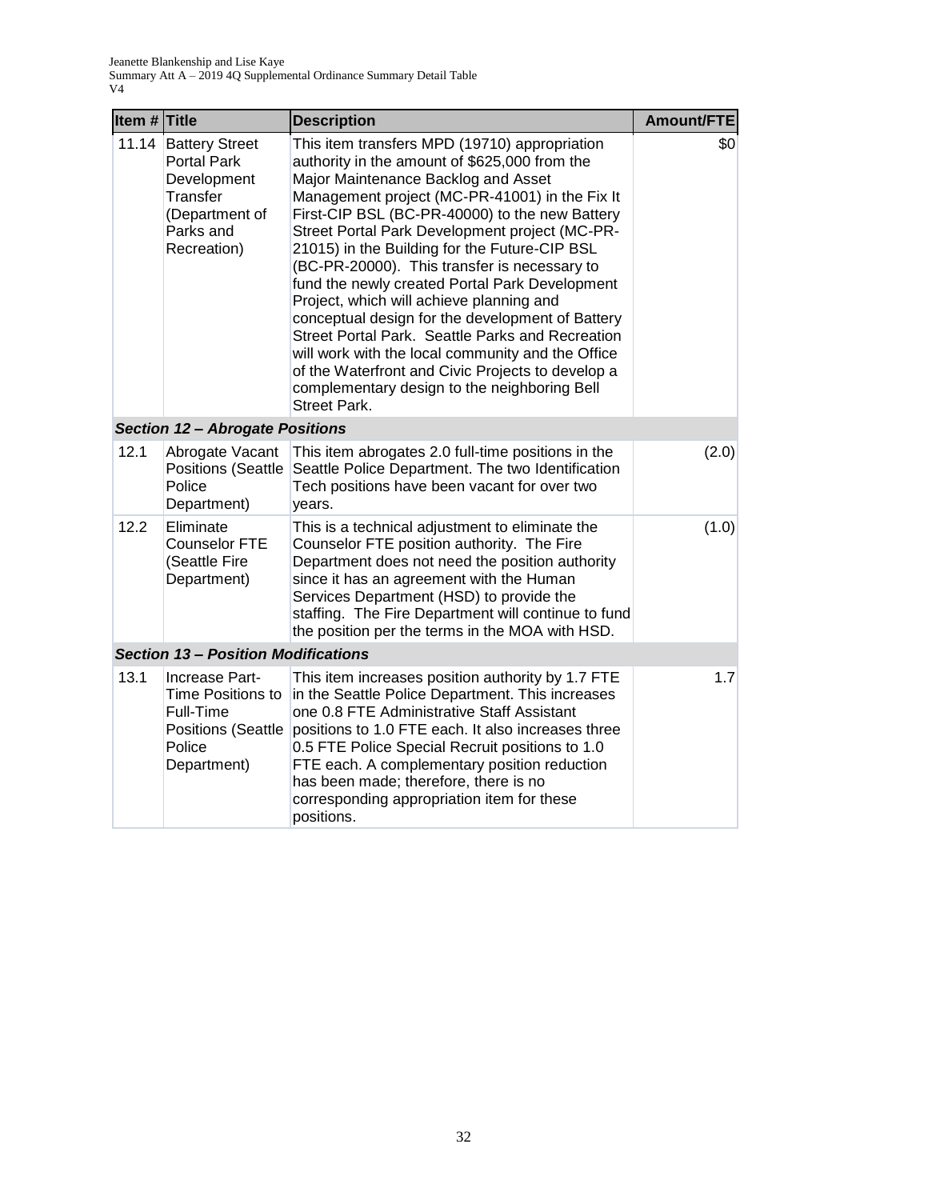| Item # | Title | Description | Amount/FTE |
|---|---|---|---|
| 11.14 | Battery Street Portal Park Development Transfer (Department of Parks and Recreation) | This item transfers MPD (19710) appropriation authority in the amount of $625,000 from the Major Maintenance Backlog and Asset Management project (MC-PR-41001) in the Fix It First-CIP BSL (BC-PR-40000) to the new Battery Street Portal Park Development project (MC-PR-21015) in the Building for the Future-CIP BSL (BC-PR-20000). This transfer is necessary to fund the newly created Portal Park Development Project, which will achieve planning and conceptual design for the development of Battery Street Portal Park. Seattle Parks and Recreation will work with the local community and the Office of the Waterfront and Civic Projects to develop a complementary design to the neighboring Bell Street Park. | $0 |
| ***Section 12 – Abrogate Positions*** | | | |
| 12.1 | Abrogate Vacant Positions (Seattle Police Department) | This item abrogates 2.0 full-time positions in the Seattle Police Department. The two Identification Tech positions have been vacant for over two years. | (2.0) |
| 12.2 | Eliminate Counselor FTE (Seattle Fire Department) | This is a technical adjustment to eliminate the Counselor FTE position authority. The Fire Department does not need the position authority since it has an agreement with the Human Services Department (HSD) to provide the staffing. The Fire Department will continue to fund the position per the terms in the MOA with HSD. | (1.0) |
| ***Section 13 – Position Modifications*** | | | |
| 13.1 | Increase Part-Time Positions to Full-Time Positions (Seattle Police Department) | This item increases position authority by 1.7 FTE in the Seattle Police Department. This increases one 0.8 FTE Administrative Staff Assistant positions to 1.0 FTE each. It also increases three 0.5 FTE Police Special Recruit positions to 1.0 FTE each. A complementary position reduction has been made; therefore, there is no corresponding appropriation item for these positions. | 1.7 |